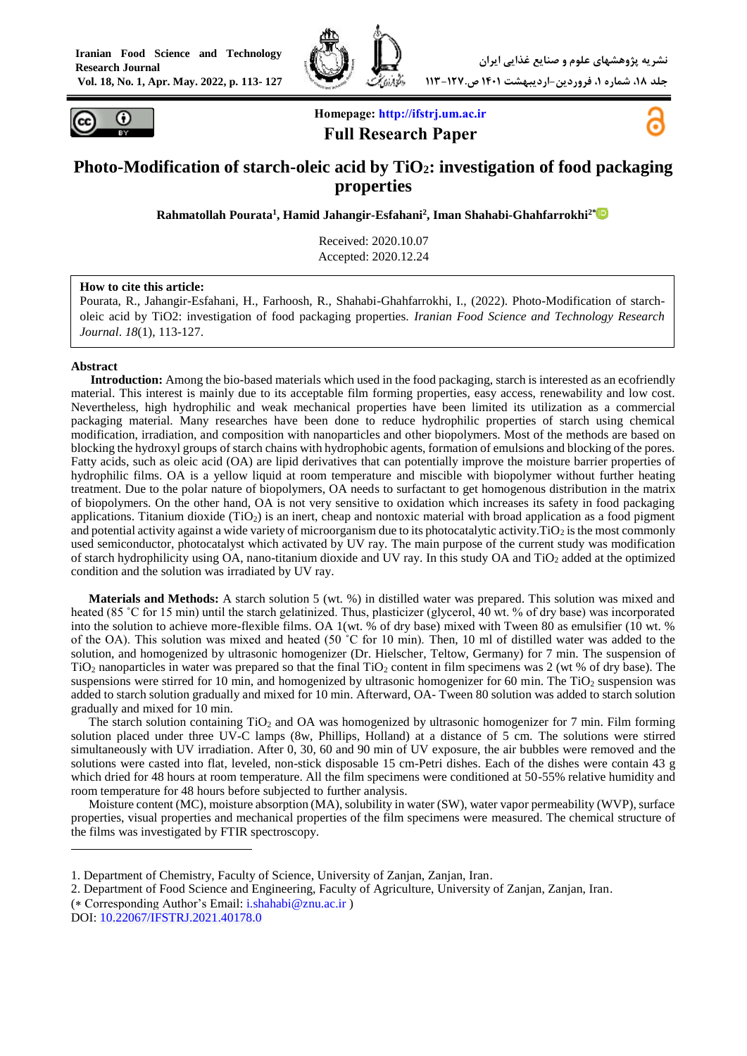Homepage: http://ifstrj.um.ac.ir

**Full Research Paper**

# Photo-Modification of starch-oleic acid by $TiO_2$: investigation of food packaging properties

**Rahmatollah Pourata[1], Hamid Jahangir-Esfahani[2], Iman Shahabi-Ghahfarrokhi[2*]**

Received: 2020.10.07
Accepted: 2020.12.24

**How to cite this article:**
Pourata, R., Jahangir-Esfahani, H., Farhoosh, R., Shahabi-Ghahfarrokhi, I., (2022). Photo-Modification of starch-oleic acid by TiO2: investigation of food packaging properties. *Iranian Food Science and Technology Research Journal*. *18*(1), 113-127.

## Abstract

**Introduction:** Among the bio-based materials which used in the food packaging, starch is interested as an ecofriendly material. This interest is mainly due to its acceptable film forming properties, easy access, renewability and low cost. Nevertheless, high hydrophilic and weak mechanical properties have been limited its utilization as a commercial packaging material. Many researches have been done to reduce hydrophilic properties of starch using chemical modification, irradiation, and composition with nanoparticles and other biopolymers. Most of the methods are based on blocking the hydroxyl groups of starch chains with hydrophobic agents, formation of emulsions and blocking of the pores. Fatty acids, such as oleic acid (OA) are lipid derivatives that can potentially improve the moisture barrier properties of hydrophilic films. OA is a yellow liquid at room temperature and miscible with biopolymer without further heating treatment. Due to the polar nature of biopolymers, OA needs to surfactant to get homogenous distribution in the matrix of biopolymers. On the other hand, OA is not very sensitive to oxidation which increases its safety in food packaging applications. Titanium dioxide ($TiO_2$) is an inert, cheap and nontoxic material with broad application as a food pigment and potential activity against a wide variety of microorganism due to its photocatalytic activity.$TiO_2$ is the most commonly used semiconductor, photocatalyst which activated by UV ray. The main purpose of the current study was modification of starch hydrophilicity using OA, nano-titanium dioxide and UV ray. In this study OA and $TiO_2$ added at the optimized condition and the solution was irradiated by UV ray.

**Materials and Methods:** A starch solution 5 (wt. %) in distilled water was prepared. This solution was mixed and heated (85 ˚C for 15 min) until the starch gelatinized. Thus, plasticizer (glycerol, 40 wt. % of dry base) was incorporated into the solution to achieve more-flexible films. OA 1(wt. % of dry base) mixed with Tween 80 as emulsifier (10 wt. % of the OA). This solution was mixed and heated (50 ˚C for 10 min). Then, 10 ml of distilled water was added to the solution, and homogenized by ultrasonic homogenizer (Dr. Hielscher, Teltow, Germany) for 7 min. The suspension of $TiO_2$ nanoparticles in water was prepared so that the final $TiO_2$ content in film specimens was 2 (wt % of dry base). The suspensions were stirred for 10 min, and homogenized by ultrasonic homogenizer for 60 min. The $TiO_2$ suspension was added to starch solution gradually and mixed for 10 min. Afterward, OA- Tween 80 solution was added to starch solution gradually and mixed for 10 min.

The starch solution containing $TiO_2$ and OA was homogenized by ultrasonic homogenizer for 7 min. Film forming solution placed under three UV-C lamps (8w, Phillips, Holland) at a distance of 5 cm. The solutions were stirred simultaneously with UV irradiation. After 0, 30, 60 and 90 min of UV exposure, the air bubbles were removed and the solutions were casted into flat, leveled, non-stick disposable 15 cm-Petri dishes. Each of the dishes were contain 43 g which dried for 48 hours at room temperature. All the film specimens were conditioned at 50-55% relative humidity and room temperature for 48 hours before subjected to further analysis.

Moisture content (MC), moisture absorption (MA), solubility in water (SW), water vapor permeability (WVP), surface properties, visual properties and mechanical properties of the film specimens were measured. The chemical structure of the films was investigated by FTIR spectroscopy.

---

1. Department of Chemistry, Faculty of Science, University of Zanjan, Zanjan, Iran.
2. Department of Food Science and Engineering, Faculty of Agriculture, University of Zanjan, Zanjan, Iran.

(* Corresponding Author's Email: i.shahabi@znu.ac.ir )

DOI: 10.22067/IFSTRJ.2021.40178.0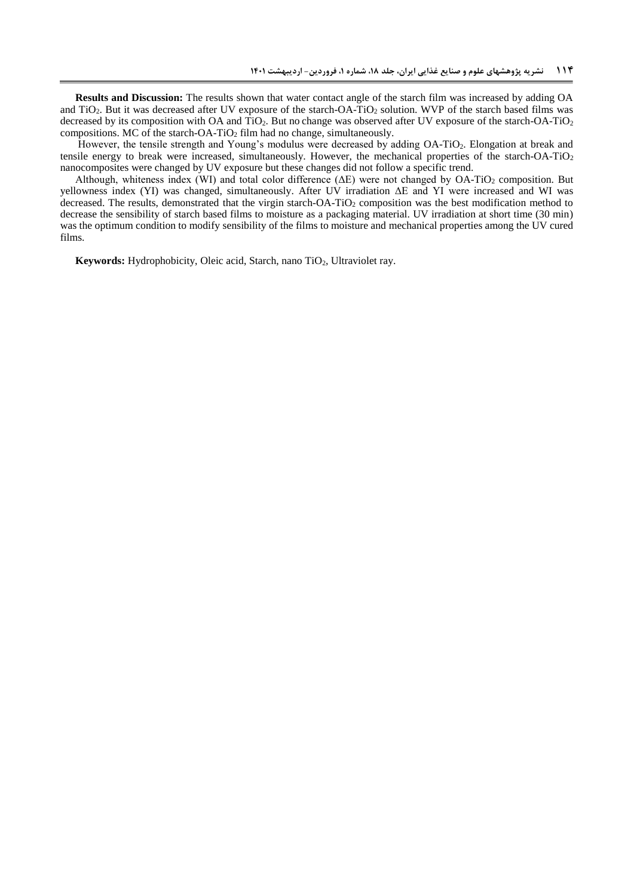**Results and Discussion:** The results shown that water contact angle of the starch film was increased by adding OA and $TiO_2$. But it was decreased after UV exposure of the starch-OA-$TiO_2$ solution. WVP of the starch based films was decreased by its composition with OA and $TiO_2$. But no change was observed after UV exposure of the starch-OA-$TiO_2$ compositions. MC of the starch-OA-$TiO_2$ film had no change, simultaneously.

However, the tensile strength and Young's modulus were decreased by adding OA-$TiO_2$. Elongation at break and tensile energy to break were increased, simultaneously. However, the mechanical properties of the starch-OA-$TiO_2$ nanocomposites were changed by UV exposure but these changes did not follow a specific trend.

Although, whiteness index (WI) and total color difference ($\Delta E$) were not changed by OA-$TiO_2$ composition. But yellowness index (YI) was changed, simultaneously. After UV irradiation $\Delta E$ and YI were increased and WI was decreased. The results, demonstrated that the virgin starch-OA-$TiO_2$ composition was the best modification method to decrease the sensibility of starch based films to moisture as a packaging material. UV irradiation at short time (30 min) was the optimum condition to modify sensibility of the films to moisture and mechanical properties among the UV cured films.

**Keywords:** Hydrophobicity, Oleic acid, Starch, nano $TiO_2$, Ultraviolet ray.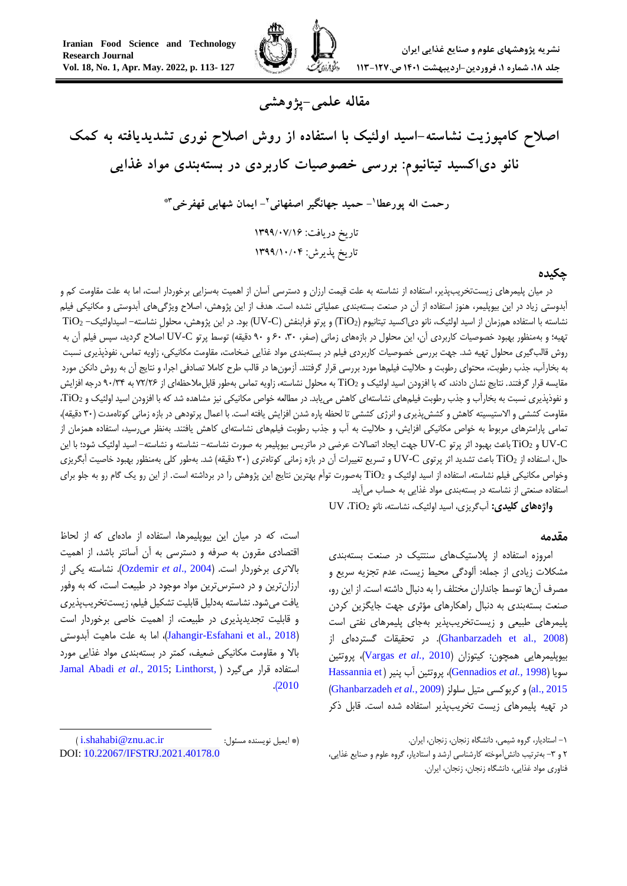مقاله علمی-پژوهشی

# اصلاح کامپوزیت نشاسته-اسید اولئیک با استفاده از روش اصلاح نوری تشدیدیافته به کمک نانو دی‌اکسید تیتانیوم: بررسی خصوصیات کاربردی در بسته‌بندی مواد غذایی

رحمت اله پورعطا[1]- حمید جهانگیر اصفهانی[2]- ایمان شهابی قهفرخی[3]*

تاریخ دریافت: ۱۳۹۹/۰۷/۱۶

تاریخ پذیرش: ۱۳۹۹/۱۰/۰۴

## چکیده

در میان پلیمرهای زیست‌تخریب‌پذیر، استفاده از نشاسته به علت قیمت ارزان و دسترسی آسان از اهمیت به‌سزایی برخوردار است، اما به علت مقاومت کم و آبدوستی زیاد در این بیوپلیمر، هنوز استفاده از آن در صنعت بسته‌بندی عملیاتی نشده است. هدف از این پژوهش، اصلاح ویژگی‌های آبدوستی و مکانیکی فیلم نشاسته با استفاده هم‌زمان از اسید اولئیک، نانو دی‌اکسید تیتانیوم ($TiO_2$) و پرتو فرابنفش (UV-C) بود. در این پژوهش، محلول نشاسته- اسیداولئیک- $TiO_2$ تهیه؛ و به‌منظور بهبود خصوصیات کاربردی آن، این محلول در بازه‌های زمانی (صفر، ۳۰، ۶۰ و ۹۰ دقیقه) توسط پرتو UV-C اصلاح گردید، سپس فیلم آن به روش قالب‌گیری محلول تهیه شد. جهت بررسی خصوصیات کاربردی فیلم در بسته‌بندی مواد غذایی ضخامت، مقاومت مکانیکی، زاویه تماس، نفوذپذیری نسبت به بخارآب، جذب رطوبت، محتوای رطوبت و حلالیت فیلم‌ها مورد بررسی قرار گرفتند. آزمون‌ها در قالب طرح کاملا تصادفی اجرا، و نتایج آن به روش دانکن مورد مقایسه قرار گرفتند. نتایج نشان دادند، که با افزودن اسید اولئیک و $TiO_2$ به محلول نشاسته، زاویه تماس به‌طور قابل‌ملاحظه‌ای از ۷۲/۲۶ به ۹۰/۳۴ درجه افزایش و نفوذپذیری نسبت به بخارآب و جذب رطوبت فیلم‌های نشاسته‌ای کاهش می‌یابد. در مطالعه خواص مکانیکی نیز مشاهده شد که با افزودن اسید اولئیک و $TiO_2$، مقاومت کششی و الاستیسیته کاهش و کشش‌پذیری و انرژی کششی تا لحظه پاره شدن افزایش یافته است. با اعمال پرتودهی در بازه زمانی کوتاه‌مدت (۳۰ دقیقه)، تمامی پارامترهای مربوط به خواص مکانیکی افزایش، و حلالیت به آب و جذب رطوبت فیلم‌های نشاسته‌ای کاهش یافتند. به‌نظر می‌رسید، استفاده همزمان از UV-C و $TiO_2$ باعث بهبود اثر پرتو UV-C جهت ایجاد اتصالات عرضی در ماتریس بیوپلیمر به صورت نشاسته- نشاسته و نشاسته- اسید اولئیک شود؛ با این حال، استفاده از $TiO_2$ باعث تشدید اثر پرتوی UV-C و تسریع تغییرات آن در بازه زمانی کوتاه‌تری (۳۰ دقیقه) شد. به‌طور کلی به‌منظور بهبود خاصیت آبگریزی وخواص مکانیکی فیلم نشاسته، استفاده از اسید اولئیک و $TiO_2$ به‌صورت توأم بهترین نتایج این پژوهش را در برداشته است. از این رو یک گام رو به جلو برای استفاده صنعتی از نشاسته در بسته‌بندی مواد غذایی به حساب می‌آید.

**واژه‌های کلیدی:** آب‌گریزی، اسید اولئیک، نشاسته، نانو $TiO_2$، UV

## مقدمه

امروزه استفاده از پلاستیک‌های سنتتیک در صنعت بسته‌بندی مشکلات زیادی از جمله: آلودگی محیط زیست، عدم تجزیه سریع و مصرف آن‌ها توسط جانداران مختلف را به دنبال داشته است. از این رو، صنعت بسته‌بندی به دنبال راهکارهای مؤثری جهت جایگزین کردن پلیمرهای طبیعی و زیست‌تخریب‌پذیر به‌جای پلیمرهای نفتی است (Ghanbarzadeh et al., 2008). در تحقیقات گسترده‌ای از بیوپلیمرهایی همچون: کیتوزان (Vargas *et al.*, 2010)، پروتئین سویا (Gennadios *et al.*, 1998)، پروتئین آب پنیر (Hassannia et al., 2015) و کربوکسی متیل سلولز (Ghanbarzadeh *et al.*, 2009) در تهیه پلیمرهای زیست تخریب‌پذیر استفاده شده است. قابل ذکر است، که در میان این بیوپلیمرها، استفاده از ماده‌ای که از لحاظ اقتصادی مقرون به صرفه و دسترسی به آن آسانتر باشد، از اهمیت بالاتری برخوردار است. (Ozdemir *et al*., 2004). نشاسته یکی از ارزان‌ترین و در دسترس‌ترین مواد موجود در طبیعت است، که به وفور یافت می‌شود. نشاسته به‌دلیل قابلیت تشکیل فیلم، زیست‌تخریب‌پذیری و قابلیت تجدیدپذیری در طبیعت، از اهمیت خاصی برخوردار است (Jahangir-Esfahani et al., 2018)، اما به علت ماهیت آبدوستی بالا و مقاومت مکانیکی ضعیف، کمتر در بسته‌بندی مواد غذایی مورد استفاده قرار می‌گیرد (Jamal Abadi *et al*., 2015; Linthorst, 2010).

---

۱- استادیار، گروه شیمی، دانشگاه زنجان، زنجان، ایران.

۲ و ۳- به‌ترتیب دانش‌آموخته کارشناسی ارشد و استادیار، گروه علوم و صنایع غذایی، فناوری مواد غذایی، دانشگاه زنجان، زنجان، ایران.

(* ایمیل نویسنده مسئول: i.shahabi@znu.ac.ir)

DOI: 10.22067/IFSTRJ.2021.40178.0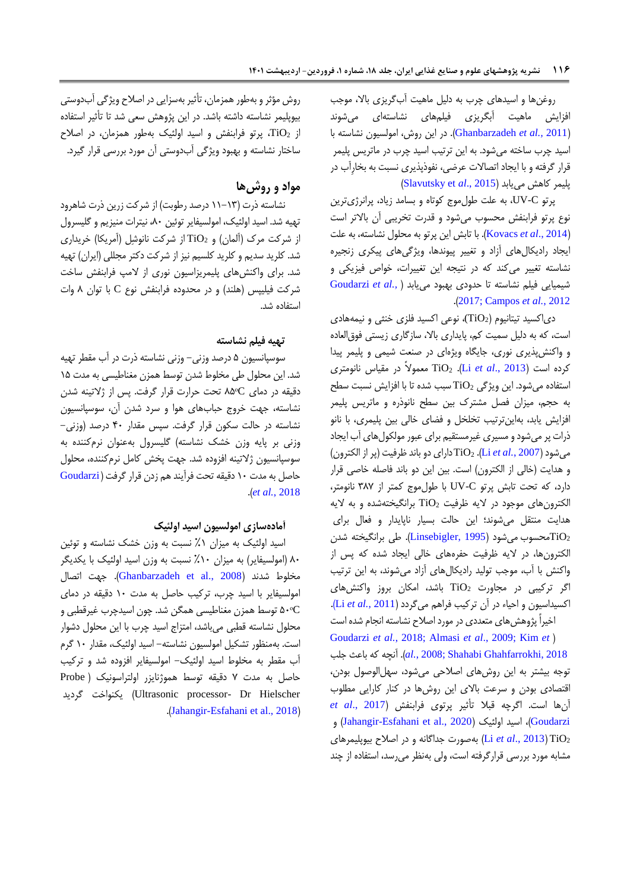روغن‌ها و اسیدهای چرب به دلیل ماهیت آب‌گریزی بالا، موجب افزایش ماهیت آبگریزی فیلم‌های نشاسته‌ای می‌شوند (Ghanbarzadeh *et al.*, 2011). در این روش، امولسیون نشاسته با اسید چرب ساخته می‌شود. به این ترتیب اسید چرب در ماتریس پلیمر قرار گرفته و با ایجاد اتصالات عرضی، نفوذپذیری نسبت به بخارآب در پلیمر کاهش می‌یابد (Slavutsky et *al*., 2015).

پرتو UV-C، به علت طول‌موج کوتاه و بسامد زیاد، پرانرژی‌ترین نوع پرتو فرابنفش محسوب می‌شود و قدرت تخریبی آن بالاتر است (Kovacs *et al*., 2014). با تابش این پرتو به محلول نشاسته، به علت ایجاد رادیکال‌های آزاد و تغییر پیوندها، ویژگی‌های پیکری زنجیره نشاسته تغییر می‌کند که در نتیجه این تغییرات، خواص فیزیکی و شیمیایی فیلم نشاسته تا حدودی بهبود می‌یابد ( Goudarzi *et al.*, 2017; Campos *et al.*, 2012).

دی‌اکسید تیتانیوم ($TiO_2$)، نوعی اکسید فلزی خنثی و نیمه‌هادی است، که به دلیل سمیت کم، پایداری بالا، سازگاری زیستی فوق‌العاده و واکنش‌پذیری نوری، جایگاه ویژه‌ای در صنعت شیمی و پلیمر پیدا کرده است (Li *et al*., 2013). $TiO_2$ معمولاً در مقیاس نانومتری استفاده می‌شود. این ویژگی $TiO_2$ سبب شده تا با افزایش نسبت سطح به حجم، میزان فصل مشترک بین سطح نانوذره و ماتریس پلیمر افزایش یابد، به‌این‌ترتیب تخلخل و فضای خالی بین پلیمری، با نانو ذرات پر می‌شود و مسیری غیرمستقیم برای عبور مولکول‌های آب ایجاد می‌شود (Li *et al*., 2007). $TiO_2$ دارای دو باند ظرفیت (پر از الکترون) و هدایت (خالی از الکترون) است. بین این دو باند فاصله خاصی قرار دارد، که تحت تابش پرتو UV-C با طول‌موج کمتر از ۳۸۷ نانومتر، الکترون‌های موجود در لایه ظرفیت $TiO_2$ برانگیخته‌شده و به لایه هدایت منتقل می‌شوند؛ این حالت بسیار ناپایدار و فعال برای $TiO_2$ محسوب می‌شود (Linsebigler, 1995). طی برانگیخته شدن الکترون‌ها، در لایه ظرفیت حفره‌های خالی ایجاد شده که پس از واکنش با آب، موجب تولید رادیکال‌های آزاد می‌شوند، به این ترتیب اگر ترکیبی در مجاورت $TiO_2$ باشد، امکان بروز واکنش‌های اکسیداسیون و احیاء در آن ترکیب فراهم می‌گردد (Li *et al*., 2011).
اخیراً پژوهش‌های متعددی در مورد اصلاح نشاسته انجام شده است ( Goudarzi *et al.*, 2018; Almasi *et al.*, 2009; Kim *et al.*, 2008; Shahabi Ghahfarrokhi, 2018). آنچه که باعث جلب توجه بیشتر به این روش‌های اصلاحی می‌شود، سهل‌الوصول بودن، اقتصادی بودن و سرعت بالای این روش‌ها در کنار کارایی مطلوب آن‌ها است. اگرچه قبلا تأثیر پرتوی فرابنفش (Goudarzi *et al*., 2017)، اسید اولئیک (Jahangir-Esfahani et al., 2020) و $TiO_2$ (Li *et al*., 2013) به‌صورت جداگانه و در اصلاح بیوپلیمرهای مشابه مورد بررسی قرارگرفته است، ولی به‌نظر می‌رسد، استفاده از چند روش مؤثر و به‌طور همزمان، تأثیر به‌سزایی در اصلاح ویژگی آب‌دوستی بیوپلیمر نشاسته داشته باشد. در این پژوهش سعی شد تا تأثیر استفاده از $TiO_2$، پرتو فرابنفش و اسید اولئیک به‌طور همزمان، در اصلاح ساختار نشاسته و بهبود ویژگی آب‌دوستی آن مورد بررسی قرار گیرد.

## مواد و روش‌ها

نشاسته ذرت (۱۳-۱۱ درصد رطوبت) از شرکت زرین ذرت شاهرود تهیه شد. اسید اولئیک، امولسیفایر توئین ۸۰، نیترات منیزیم و گلیسرول از شرکت مرک (آلمان) و $TiO_2$ از شرکت نانوشل (آمریکا) خریداری شد. کلرید سدیم و کلرید کلسیم نیز از شرکت دکتر مجللی (ایران) تهیه شد. برای واکنش‌های پلیمریزاسیون نوری از لامپ فرابنفش ساخت شرکت فیلیپس (هلند) و در محدوده فرابنفش نوع C با توان ۸ وات استفاده شد.

### تهیه فیلم نشاسته

سوسپانسیون ۵ درصد وزنی- وزنی نشاسته ذرت در آب مقطر تهیه شد. این محلول طی مخلوط شدن توسط همزن مغناطیسی به مدت ۱۵ دقیقه در دمای ۸۵°C تحت حرارت قرار گرفت. پس از ژلاتینه شدن نشاسته، جهت خروج حباب‌های هوا و سرد شدن آن، سوسپانسیون نشاسته در حالت سکون قرار گرفت. سپس مقدار ۴۰ درصد (وزنی- وزنی بر پایه وزن خشک نشاسته) گلیسرول به‌عنوان نرم‌کننده به سوسپانسیون ژلاتینه افزوده شد. جهت پخش کامل نرم‌کننده، محلول حاصل به مدت ۱۰ دقیقه تحت فرآیند هم زدن قرار گرفت (Goudarzi *et al.*, 2018).

### آماده‌سازی امولسیون اسید اولئیک

اسید اولئیک به میزان ۱٪ نسبت به وزن خشک نشاسته و توئین ۸۰ (امولسیفایر) به میزان ۱۰٪ نسبت به وزن اسید اولئیک با یکدیگر مخلوط شدند (Ghanbarzadeh et al., 2008). جهت اتصال امولسیفایر با اسید چرب، ترکیب حاصل به مدت ۱۰ دقیقه در دمای ۵۰°C توسط همزن مغناطیسی همگن شد. چون اسیدچرب غیرقطبی و محلول نشاسته قطبی می‌باشد، امتزاج اسید چرب با این محلول دشوار است. به‌منظور تشکیل امولسیون نشاسته- اسید اولئیک، مقدار ۱۰ گرم آب مقطر به مخلوط اسید اولئیک- امولسیفایر افزوده شد و ترکیب حاصل به مدت ۷ دقیقه توسط هموژنایزر اولتراسونیک (Probe Ultrasonic processor- Dr Hielscher) یکنواخت گردید (Jahangir-Esfahani et al., 2018).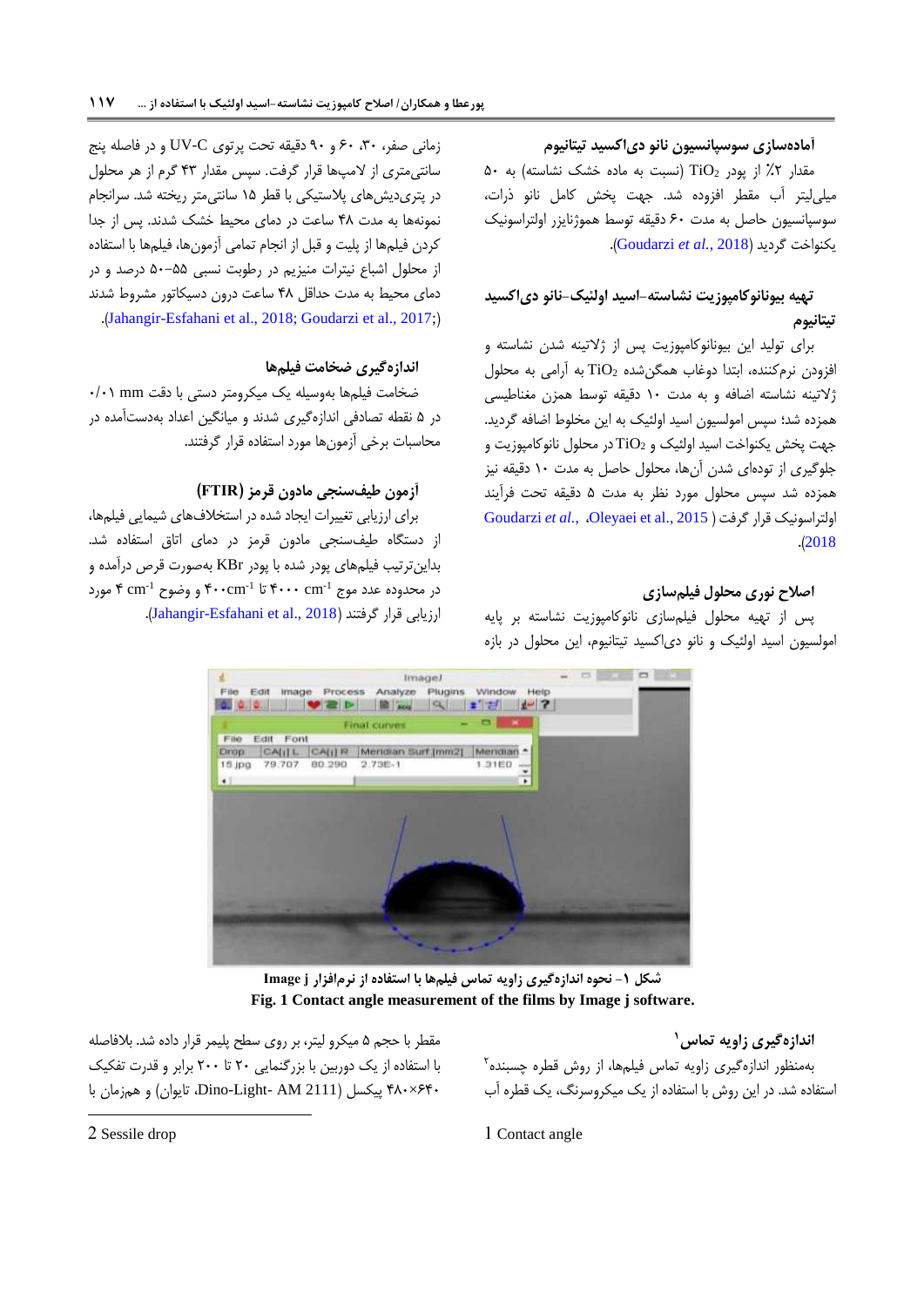### آماده‌سازی سوسپانسیون نانو دی‌اکسید تیتانیوم

مقدار ۲٪ از پودر $TiO_2$ (نسبت به ماده خشک نشاسته) به ۵۰ میلی‌لیتر آب مقطر افزوده شد. جهت پخش کامل نانو ذرات، سوسپانسیون حاصل به مدت ۶۰ دقیقه توسط هموژنایزر اولتراسونیک یکنواخت گردید (Goudarzi *et al.*, 2018).

### تهیه بیونانوکامپوزیت نشاسته–اسید اولئیک–نانو دی‌اکسید تیتانیوم

برای تولید این بیونانوکامپوزیت پس از ژلاتینه شدن نشاسته و افزودن نرم‌کننده، ابتدا دوغاب همگن‌شده $TiO_2$ به آرامی به محلول ژلاتینه نشاسته اضافه و به مدت ۱۰ دقیقه توسط همزن مغناطیسی همزده شد؛ سپس امولسیون اسید اولئیک به این مخلوط اضافه گردید. جهت پخش یکنواخت اسید اولئیک و $TiO_2$ در محلول نانوکامپوزیت و جلوگیری از توده‌ای شدن آن‌ها، محلول حاصل به مدت ۱۰ دقیقه نیز همزده شد سپس محلول مورد نظر به مدت ۵ دقیقه تحت فرآیند اولتراسونیک قرار گرفت (Goudarzi *et al.*, ،Oleyaei et al., 2015 2018).

### اصلاح نوری محلول فیلم‌سازی

پس از تهیه محلول فیلم‌سازی نانوکامپوزیت نشاسته بر پایه امولسیون اسید اولئیک و نانو دی‌اکسید تیتانیوم، این محلول در بازه زمانی صفر، ۳۰، ۶۰ و ۹۰ دقیقه تحت پرتوی UV-C و در فاصله پنج سانتی‌متری از لامپ‌ها قرار گرفت. سپس مقدار ۴۳ گرم از هر محلول در پتری‌دیش‌های پلاستیکی با قطر ۱۵ سانتی‌متر ریخته شد. سرانجام نمونه‌ها به مدت ۴۸ ساعت در دمای محیط خشک شدند. پس از جدا کردن فیلم‌ها از پلیت و قبل از انجام تمامی آزمون‌ها، فیلم‌ها با استفاده از محلول اشباع نیترات منیزیم در رطوبت نسبی ۵۵–۵۰ درصد و در دمای محیط به مدت حداقل ۴۸ ساعت درون دسیکاتور مشروط شدند (Jahangir-Esfahani et al., 2018; Goudarzi et al., 2017;).

### اندازه‌گیری ضخامت فیلم‌ها

ضخامت فیلم‌ها به‌وسیله یک میکرومتر دستی با دقت ۰/۰۱ mm در ۵ نقطه تصادفی اندازه‌گیری شدند و میانگین اعداد به‌دست‌آمده در محاسبات برخی آزمون‌ها مورد استفاده قرار گرفتند.

### آزمون طیف‌سنجی مادون قرمز (FTIR)

برای ارزیابی تغییرات ایجاد شده در استخلاف‌های شیمیایی فیلم‌ها، از دستگاه طیف‌سنجی مادون قرمز در دمای اتاق استفاده شد. بدین‌ترتیب فیلم‌های پودر شده با پودر KBr به‌صورت قرص درآمده و در محدوده عدد موج ۴۰۰۰ $cm^{-1}$ تا ۴۰۰ $cm^{-1}$ و وضوح ۴ $cm^{-1}$ مورد ارزیابی قرار گرفتند (Jahangir-Esfahani et al., 2018).

شکل ۱- نحوه اندازه‌گیری زاویه تماس فیلم‌ها با استفاده از نرم‌افزار Image j

**Fig. 1 Contact angle measurement of the films by Image j software.**

### اندازه‌گیری زاویه تماس[1]

به‌منظور اندازه‌گیری زاویه تماس فیلم‌ها، از روش قطره چسبنده[2] استفاده شد. در این روش با استفاده از یک میکروسرنگ، یک قطره آب مقطر با حجم ۵ میکرو لیتر، بر روی سطح پلیمر قرار داده شد. بلافاصله با استفاده از یک دوربین با بزرگنمایی ۲۰ تا ۲۰۰ برابر و قدرت تفکیک ۶۴۰×۴۸۰ پیکسل (Dino-Light- AM 2111، تایوان) و همزمان با

---

1 Contact angle

2 Sessile drop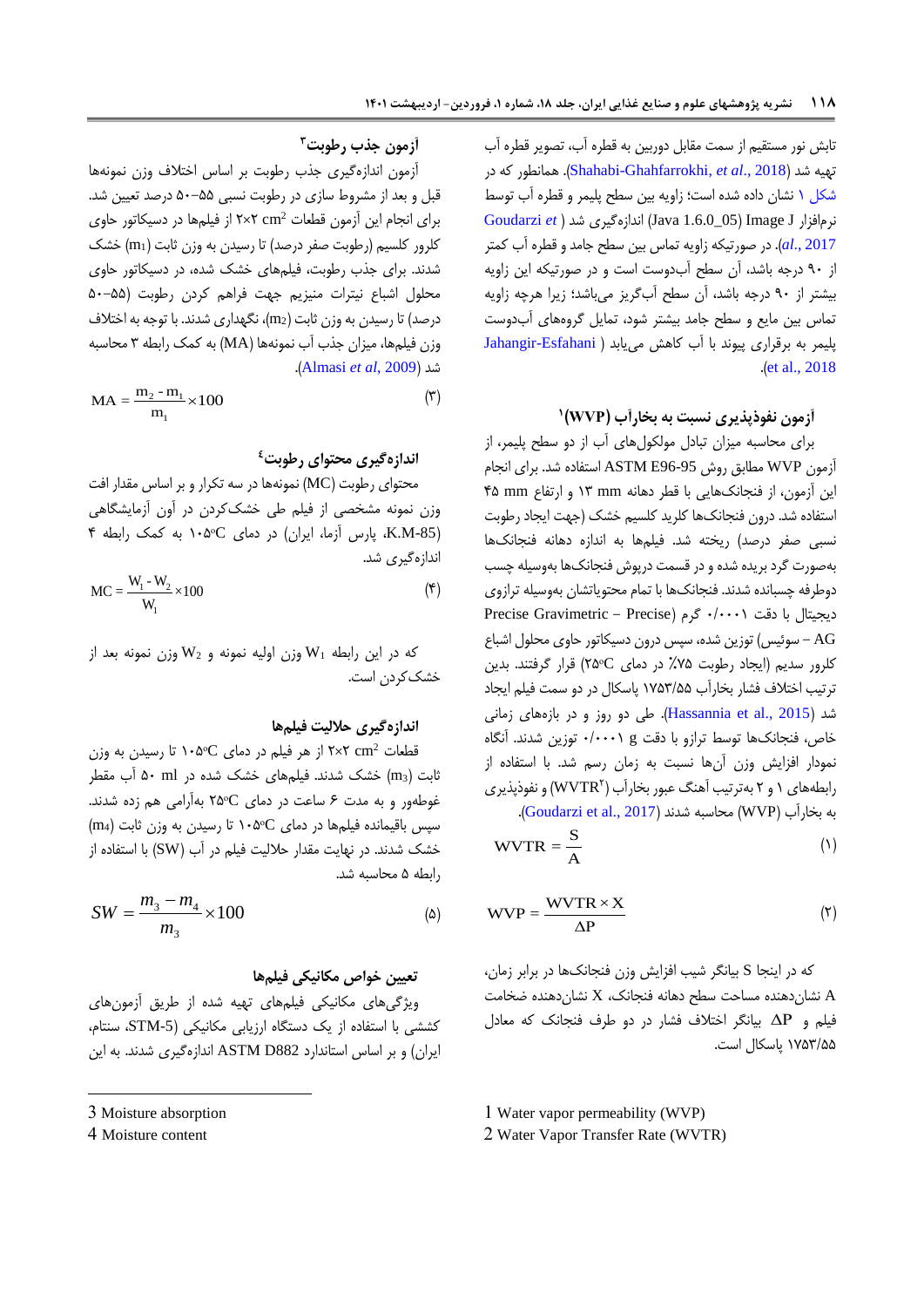تابش نور مستقیم از سمت مقابل دوربین به قطره آب، تصویر قطره آب تهیه شد (Shahabi-Ghahfarrokhi, *et al*., 2018). همانطور که در شکل ۱ نشان داده شده است؛ زاویه بین سطح پلیمر و قطره آب توسط نرم‌افزار Image J (Java 1.6.0_05) اندازه‌گیری شد (Goudarzi *et al*., 2017). در صورتیکه زاویه تماس بین سطح جامد و قطره آب کمتر از ۹۰ درجه باشد، آن سطح آب‌دوست است و در صورتیکه این زاویه بیشتر از ۹۰ درجه باشد، آن سطح آب‌گریز می‌باشد؛ زیرا هرچه زاویه تماس بین مایع و سطح جامد بیشتر شود، تمایل گروه‌های آب‌دوست پلیمر به برقراری پیوند با آب کاهش می‌یابد (Jahangir-Esfahani et al., 2018).

### آزمون نفوذپذیری نسبت به بخارآب (WVP)[1]

برای محاسبه میزان تبادل مولکول‌های آب از دو سطح پلیمر، از آزمون WVP مطابق روش ASTM E96-95 استفاده شد. برای انجام این آزمون، از فنجانک‌هایی با قطر دهانه ۱۳ mm و ارتفاع ۴۵ mm استفاده شد. درون فنجانک‌ها کلرید کلسیم خشک (جهت ایجاد رطوبت نسبی صفر درصد) ریخته شد. فیلم‌ها به اندازه دهانه فنجانک‌ها به‌صورت گرد بریده شده و در قسمت درپوش فنجانک‌ها بوسیله چسب دوطرفه چسبانده شدند. فنجانک‌ها با تمام محتویاتشان بوسیله ترازوی دیجیتال با دقت ۰/۰۰۰۱ گرم (Precise Gravimetric – Precise AG – سوئیس) توزین شده، سپس درون دسیکاتور حاوی محلول اشباع کلرور سدیم (ایجاد رطوبت ۷۵٪ در دمای ۲۵°C) قرار گرفتند. بدین ترتیب اختلاف فشار بخارآب ۱۷۵۳/۵۵ پاسکال در دو سمت فیلم ایجاد شد (Hassannia et al., 2015). طی دو روز و در بازه‌های زمانی خاص، فنجانک‌ها توسط ترازو با دقت ۰/۰۰۰۱ g توزین شدند. آنگاه نمودار افزایش وزن آن‌ها نسبت به زمان رسم شد. با استفاده از رابطه‌های ۱ و ۲ به‌ترتیب آهنگ عبور بخارآب (WVTR[2]) و نفوذپذیری به بخارآب (WVP) محاسبه شدند (Goudarzi et al., 2017).

$$WVTR = \frac{S}{A} \qquad (1)$$

$$WVP = \frac{WVTR \times X}{\Delta P} \qquad (2)$$

که در اینجا S بیانگر شیب افزایش وزن فنجانک‌ها در برابر زمان، A نشان‌دهنده مساحت سطح دهانه فنجانک، X نشان‌دهنده ضخامت فیلم و $\Delta P$ بیانگر اختلاف فشار در دو طرف فنجانک که معادل ۱۷۵۳/۵۵ پاسکال است.

### آزمون جذب رطوبت[3]

آزمون اندازه‌گیری جذب رطوبت بر اساس اختلاف وزن نمونه‌ها قبل و بعد از مشروط سازی در رطوبت نسبی ۵۵–۵۰ درصد تعیین شد. برای انجام این آزمون قطعات ۲×۲ $cm^2$ از فیلم‌ها در دسیکاتور حاوی کلرور کلسیم (رطوبت صفر درصد) تا رسیدن به وزن ثابت ($m_1$) خشک شدند. برای جذب رطوبت، فیلم‌های خشک شده، در دسیکاتور حاوی محلول اشباع نیترات منیزیم جهت فراهم کردن رطوبت (۵۵–۵۰ درصد) تا رسیدن به وزن ثابت ($m_2$)، نگهداری شدند. با توجه به اختلاف وزن فیلم‌ها، میزان جذب آب نمونه‌ها (MA) به کمک رابطه ۳ محاسبه شد (Almasi *et al*, 2009).

$$MA = \frac{m_2 - m_1}{m_1} \times 100 \qquad (3)$$

### اندازه‌گیری محتوای رطوبت[4]

محتوای رطوبتی (MC) نمونه‌ها در سه تکرار و بر اساس مقدار افت وزن نمونه مشخصی از فیلم طی خشک‌کردن در آون آزمایشگاهی (K.M-85، پارس آزما، ایران) در دمای ۱۰۵°C به کمک رابطه ۴ اندازه‌گیری شد.

$$MC = \frac{W_1 - W_2}{W_1} \times 100 \qquad (4)$$

که در این رابطه $W_1$ وزن اولیه نمونه و $W_2$ وزن نمونه بعد از خشک‌کردن است.

### اندازه‌گیری حلالیت فیلم‌ها

قطعات ۲×۲ $cm^2$ از هر فیلم در دمای ۱۰۵°C تا رسیدن به وزن ثابت ($m_3$) خشک شدند. فیلم‌های خشک شده در ۵۰ ml آب مقطر غوطه‌ور و به مدت ۶ ساعت در دمای ۲۵°C به‌آرامی هم زده شدند. سپس باقیمانده فیلم‌ها در دمای ۱۰۵°C تا رسیدن به وزن ثابت ($m_4$) خشک شدند. در نهایت مقدار حلالیت فیلم در آب (SW) با استفاده از رابطه ۵ محاسبه شد.

$$SW = \frac{m_3 - m_4}{m_3} \times 100 \qquad (5)$$

### تعیین خواص مکانیکی فیلم‌ها

ویژگی‌های مکانیکی فیلم‌های تهیه شده از طریق آزمون‌های کششی با استفاده از یک دستگاه ارزیابی مکانیکی (STM-5، سنتام، ایران) و بر اساس استاندارد ASTM D882 اندازه‌گیری شدند. به این

---

1 Water vapor permeability (WVP)
2 Water Vapor Transfer Rate (WVTR)
3 Moisture absorption
4 Moisture content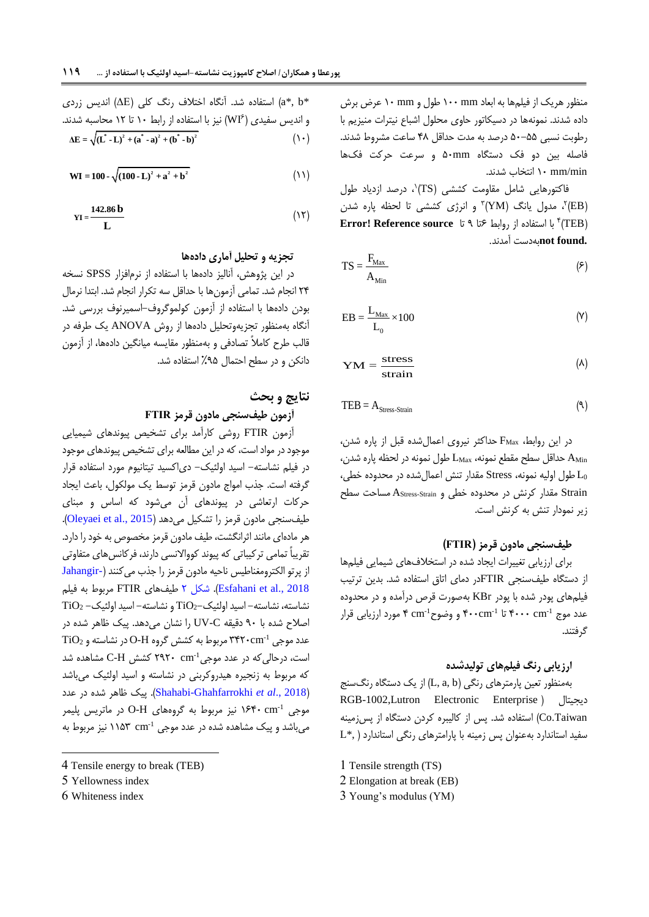منظور هریک از فیلم‌ها به ابعاد 100 mm طول و 10 mm عرض برش داده شدند. نمونه‌ها در دسیکاتور حاوی محلول اشباع نیترات منیزیم با رطوبت نسبی ۵۵–۵۰ درصد به مدت حداقل ۴۸ ساعت مشروط شدند. فاصله بین دو فک دستگاه 50mm و سرعت حرکت فک‌ها 10 mm/min انتخاب شدند.

فاکتورهایی شامل مقاومت کششی (TS)[1]، درصد ازدیاد طول (EB)[2]، مدول یانگ (YM)[3] و انرژی کششی تا لحظه پاره شدن (TEB)[4] با استفاده از روابط ۶تا ۹ تا **Error! Reference source not found.**به‌دست آمدند.

$$TS = \frac{F_{Max}}{A_{Min}} \quad (۶)$$

$$EB = \frac{L_{Max}}{L_0} \times 100 \quad (۷)$$

$$YM = \frac{stress}{strain} \quad (۸)$$

$$TEB = A_{Stress\text{-}Strain} \quad (۹)$$

در این روابط، $F_{Max}$ حداکثر نیروی اعمال‌شده قبل از پاره شدن، $A_{Min}$ حداقل سطح مقطع نمونه، $L_{Max}$ طول نمونه در لحظه پاره شدن، $L_0$ طول اولیه نمونه، Stress مقدار تنش اعمال‌شده در محدوده خطی، Strain مقدار کرنش در محدوده خطی و $A_{Stress\text{-}Strain}$ مساحت سطح زیر نمودار تنش به کرنش است.

### طیف‌سنجی مادون قرمز (FTIR)

برای ارزیابی تغییرات ایجاد شده در استخلاف‌های شیمیایی فیلم‌ها از دستگاه طیف‌سنجی FTIRدر دمای اتاق استفاده شد. بدین ترتیب فیلم‌های پودر شده با پودر KBr به‌صورت قرص درآمده و در محدوده عدد موج $4000\ cm^{-1}$ تا $400cm^{-1}$ و وضوح $4\ cm^{-1}$ مورد ارزیابی قرار گرفتند.

### ارزیابی رنگ فیلم‌های تولیدشده

به‌منظور تعین پارمترهای رنگی (L, a, b) از یک دستگاه رنگ‌سنج دیجیتال (RGB-1002,Lutron Electronic Enterprise Co.Taiwan) استفاده شد. پس از کالیبره کردن دستگاه از پس‌زمینه سفید استاندارد به‌عنوان پس زمینه با پارامترهای رنگی استاندارد ( *L*, a*, b) استفاده شد. آنگاه اختلاف رنگ کلی (ΔE) اندیس زردی و اندیس سفیدی (WI[6]) نیز با استفاده از روابط ۱۰ تا ۱۲ محاسبه شدند.

$$\Delta E = \sqrt{(L^* - L)^2 + (a^* - a)^2 + (b^* - b)^2} \quad (۱۰)$$

$$WI = 100 - \sqrt{(100 - L)^2 + a^2 + b^2} \quad (۱۱)$$

$$YI = \frac{142.86\, b}{L} \quad (۱۲)$$

### تجزیه و تحلیل آماری داده‌ها

در این پژوهش، آنالیز داده‌ها با استفاده از نرم‌افزار SPSS نسخه ۲۴ انجام شد. تمامی آزمون‌ها با حداقل سه تکرار انجام شد. ابتدا نرمال بودن داده‌ها با استفاده از آزمون کولموگروف–اسمیرنوف بررسی شد. آنگاه به‌منظور تجزیه‌وتحلیل داده‌ها از روش ANOVA یک طرفه در قالب طرح کاملاً تصادفی و به‌منظور مقایسه میانگین داده‌ها، از آزمون دانکن و در سطح احتمال ۹۵٪ استفاده شد.

## نتایج و بحث

### آزمون طیف‌سنجی مادون قرمز FTIR

آزمون FTIR روشی کارآمد برای تشخیص پیوندهای شیمیایی موجود در مواد است، که در این مطالعه برای تشخیص پیوندهای موجود در فیلم نشاسته– اسید اولئیک– دی‌اکسید تیتانیوم مورد استفاده قرار گرفته است. جذب امواج مادون قرمز توسط یک مولکول، باعث ایجاد حرکات ارتعاشی در پیوندهای آن می‌شود که اساس و مبنای طیف‌سنجی مادون قرمز را تشکیل می‌دهد (Oleyaei et al., 2015). هر ماده‌ای مانند اثرانگشت، طیف مادون قرمز مخصوص به خود را دارد. تقریباً تمامی ترکیباتی که پیوند کووالانسی دارند، فرکانس‌های متفاوتی از پرتو الکترومغناطیس ناحیه مادون قرمز را جذب می‌کنند (Jahangir-Esfahani et al., 2018). شکل ۲ طیف‌های FTIR مربوط به فیلم نشاسته، نشاسته– اسید اولئیک–$TiO_2$ و نشاسته– اسید اولئیک– $TiO_2$ اصلاح شده با ۹۰ دقیقه UV-C را نشان می‌دهد. پیک ظاهر شده در عدد موجی $3420cm^{-1}$ مربوط به کشش گروه O-H در نشاسته و $TiO_2$ است، درحالی‌که در عدد موجی $2920\ cm^{-1}$ کشش C-H مشاهده شد که مربوط به زنجیره هیدروکربنی در نشاسته و اسید اولئیک می‌باشد (Shahabi-Ghahfarrokhi *et al*., 2018). پیک ظاهر شده در عدد موجی $1640\ cm^{-1}$ نیز مربوط به گروه‌های O-H در ماتریس پلیمر می‌باشد و پیک مشاهده شده در عدد موجی $1153\ cm^{-1}$ نیز مربوط به

---

1 Tensile strength (TS)
2 Elongation at break (EB)
3 Young's modulus (YM)
4 Tensile energy to break (TEB)
5 Yellowness index
6 Whiteness index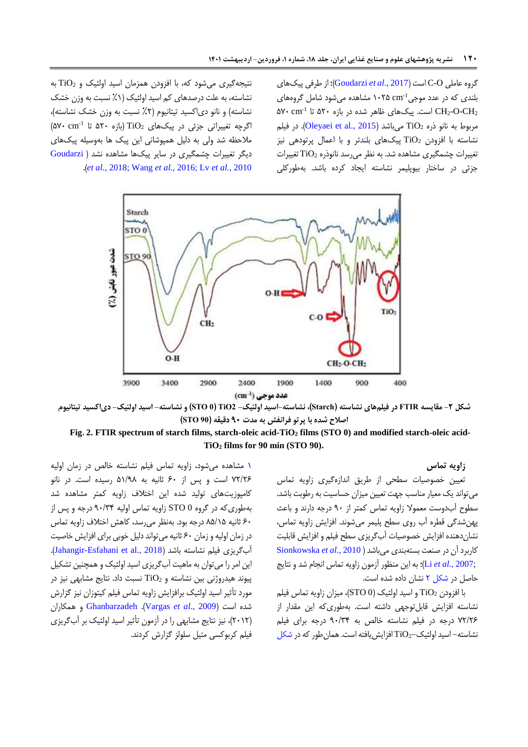گروه عاملی C-O است (Goudarzi *et al*., 2017)؛ از طرفی پیک‌های بلندی که در عدد موجی $1025\ cm^{-1}$ مشاهده می‌شود شامل گروه‌های $CH_2$-O-$CH_2$ است. پیک‌های ظاهر شده در بازه ۵۲۰ تا $570\ cm^{-1}$ مربوط به نانو ذره $TiO_2$ می‌باشد (Oleyaei et al., 2015). در فیلم نشاسته با افزودن $TiO_2$ پیک‌های بلندتر و با اعمال پرتودهی نیز تغییرات چشمگیری مشاهده شد. به نظر می‌رسد نانوذره $TiO_2$ تغییرات جزئی در ساختار بیوپلیمر نشاسته ایجاد کرده باشد. به‌طورکلی نتیجه‌گیری می‌شود که، با افزودن همزمان اسید اولئیک و $TiO_2$ به نشاسته، به علت درصدهای کم اسید اولئیک (۱٪ نسبت به وزن خشک نشاسته) و نانو دی‌اکسید تیتانیوم (۲٪ نسبت به وزن خشک نشاسته)، اگرچه تغییراتی جزئی در پیک‌های $TiO_2$ (بازه ۵۲۰ تا $570\ cm^{-1}$) ملاحظه شد ولی به دلیل همپوشانی این پیک ها به‌وسیله پیک‌های دیگر تغییرات چشمگیری در سایر پیک‌ها مشاهده نشد (Goudarzi *et al*., 2018; Wang *et al*., 2016; Lv *et al*., 2010).

شکل ۲- مقایسه FTIR در فیلم‌های نشاسته (Starch)، نشاسته-اسید اولئیک- TiO2 (STO 0) و نشاسته- اسید اولئیک- دی‌اکسید تیتانیوم اصلاح شده با پرتو فراتفش به مدت ۹۰ دقیقه (STO 90)

**Fig. 2. FTIR spectrum of starch films, starch-oleic acid-$TiO_2$ films (STO 0) and modified starch-oleic acid-$TiO_2$ films for 90 min (STO 90).**

### زاویه تماس

تعیین خصوصیات سطحی از طریق اندازه‌گیری زاویه تماس می‌تواند یک معیار مناسب جهت تعیین میزان حساسیت به رطوبت باشد. سطوح آب‌دوست معمولا زاویه تماس کمتر از ۹۰ درجه دارند و باعث پهن‌شدگی قطره آب روی سطح پلیمر می‌شوند. افزایش زاویه تماس، نشان‌دهنده افزایش خصوصیات آب‌گریزی سطح فیلم و افزایش قابلیت کاربرد آن در صنعت بسته‌بندی می‌باشد (Sionkowska *et al*., 2010; Li *et al*., 2007)؛ به این منظور آزمون زاویه تماس انجام شد و نتایج حاصل در شکل ۲ نشان داده شده است.

با افزودن $TiO_2$ و اسید اولئیک (STO 0)، میزان زاویه تماس فیلم نشاسته افزایش قابل‌توجهی داشته است. به‌طوری‌که این مقدار از ۷۲/۲۶ درجه در فیلم نشاسته خالص به ۹۰/۳۴ درجه برای فیلم نشاسته- اسید اولئیک-$TiO_2$ افزایش‌یافته است. همان‌طور که در شکل ۱ مشاهده می‌شود، زاویه تماس فیلم نشاسته خالص در زمان اولیه ۷۲/۲۶ است و پس از ۶۰ ثانیه به ۵۱/۹۸ رسیده است. در نانو کامپوزیت‌های تولید شده این اختلاف زاویه کمتر مشاهده شد به‌طوری‌که در گروه STO 0 زاویه تماس اولیه ۹۰/۳۴ درجه و پس از ۶۰ ثانیه ۸۵/۱۵ درجه بود. به‌نظر می‌رسد، کاهش اختلاف زاویه تماس در زمان اولیه و زمان ۶۰ ثانیه می‌تواند دلیل خوبی برای افزایش خاصیت آب‌گریزی فیلم نشاسته باشد (Jahangir-Esfahani et al., 2018). این امر را می‌توان به ماهیت آب‌گریزی اسید اولئیک و همچنین تشکیل پیوند هیدروژنی بین نشاسته و $TiO_2$ نسبت داد. نتایج مشابهی نیز در مورد تأثیر اسید اولئیک برافزایش زاویه تماس فیلم کیتوزان نیز گزارش شده است (Vargas *et al*., 2009). Ghanbarzadeh و همکاران (۲۰۱۲)، نیز نتایج مشابهی را در آزمون تأثیر اسید اولئیک بر آب‌گریزی فیلم کربوکسی متیل سلولز گزارش کردند.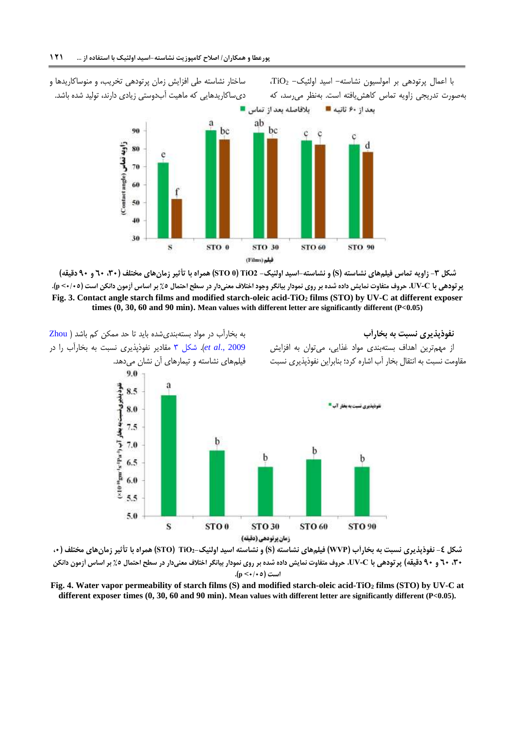با اعمال پرتودهی بر امولسیون نشاسته- اسید اولئیک- $TiO_2$، به‌صورت تدریجی زاویه تماس کاهش‌یافته است. به‌نظر می‌رسد، که ساختار نشاسته طی افزایش زمان پرتودهی تخریب، و منوساکاریدها و دی‌ساکاریدهایی که ماهیت آب‌دوستی زیادی دارند، تولید شده باشد.

**شکل ۳- زاویه تماس فیلم‌های نشاسته (S) و نشاسته-اسید اولئیک- TiO2 (STO 0) همراه با تأثیر زمان‌های مختلف (۳۰، ۶۰ و ۹۰ دقیقه) پرتودهی با UV-C. حروف متفاوت نمایش داده شده بر روی نمودار بیانگر وجود اختلاف معنی‌دار در سطح احتمال ۵٪ بر اساس آزمون دانکن است ($p < 0.05$).**

**Fig. 3. Contact angle starch films and modified starch-oleic acid-$TiO_2$ films (STO) by UV-C at different exposer times (0, 30, 60 and 90 min).** Mean values with different letter are significantly different ($P<0.05$)

## نفوذپذیری نسبت به بخارآب

از مهم‌ترین اهداف بسته‌بندی مواد غذایی، می‌توان به افزایش مقاومت نسبت به انتقال بخار آب اشاره کرد؛ بنابراین نفوذپذیری نسبت به بخارآب در مواد بسته‌بندی‌شده باید تا حد ممکن کم باشد (Zhou *et al*., 2009). شکل ۳ مقادیر نفوذپذیری نسبت به بخارآب را در فیلم‌های نشاسته و تیمارهای آن نشان می‌دهد.

**شکل ٤- نفوذپذیری نسبت به بخارآب (WVP) فیلم‌های نشاسته (S) و نشاسته اسید اولئیک-$TiO_2$ (STO) همراه با تأثیر زمان‌های مختلف (۰، ۳۰، ۶۰ و ۹۰ دقیقه) پرتودهی با UV-C. حروف متفاوت نمایش داده شده بر روی نمودار بیانگر اختلاف معنی‌دار در سطح احتمال ۵٪ بر اساس آزمون دانکن است ($p < 0.05$).**

**Fig. 4. Water vapor permeability of starch films (S) and modified starch-oleic acid-$TiO_2$ films (STO) by UV-C at different exposer times (0, 30, 60 and 90 min).** Mean values with different letter are significantly different ($P<0.05$).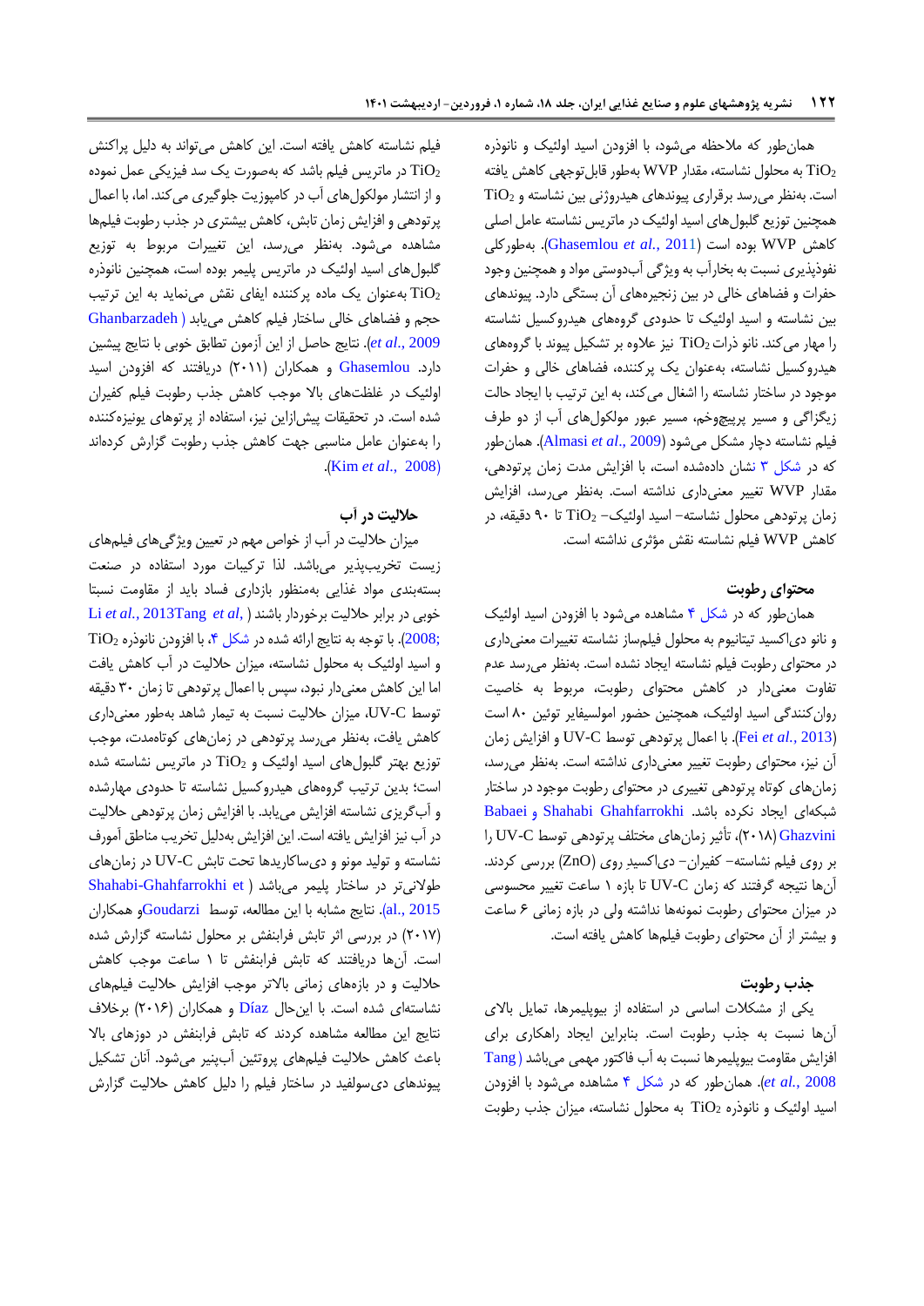همان‌طور که ملاحظه می‌شود، با افزودن اسید اولئیک و نانوذره $TiO_2$ به محلول نشاسته، مقدار WVP به‌طور قابل‌توجهی کاهش یافته است. به‌نظر می‌رسد برقراری پیوندهای هیدروژنی بین نشاسته و $TiO_2$ همچنین توزیع گلبول‌های اسید اولئیک در ماتریس نشاسته عامل اصلی کاهش WVP بوده است (Ghasemlou *et al.*, 2011). به‌طورکلی نفوذپذیری نسبت به بخارآب به ویژگی آب‌دوستی مواد و همچنین وجود حفرات و فضاهای خالی در بین زنجیره‌های آن بستگی دارد. پیوندهای بین نشاسته و اسید اولئیک تا حدودی گروه‌های هیدروکسیل نشاسته را مهار می‌کند. نانو ذرات $TiO_2$ نیز علاوه بر تشکیل پیوند با گروه‌های هیدروکسیل نشاسته، به‌عنوان یک پرکننده، فضاهای خالی و حفرات موجود در ساختار نشاسته را اشغال می‌کند، به این ترتیب با ایجاد حالت زیگزاگی و مسیر پرپیچ‌وخم، مسیر عبور مولکول‌های آب از دو طرف فیلم نشاسته دچار مشکل می‌شود (Almasi *et al*., 2009). همان‌طور که در شکل ۳ نشان داده‌شده است، با افزایش مدت زمان پرتودهی، مقدار WVP تغییر معنی‌داری نداشته است. به‌نظر می‌رسد، افزایش زمان پرتودهی محلول نشاسته– اسید اولئیک– $TiO_2$ تا ۹۰ دقیقه، در کاهش WVP فیلم نشاسته نقش مؤثری نداشته است.

## محتوای رطوبت

همان‌طور که در شکل ۴ مشاهده می‌شود با افزودن اسید اولئیک و نانو دی‌اکسید تیتانیوم به محلول فیلم‌ساز نشاسته تغییرات معنی‌داری در محتوای رطوبت فیلم نشاسته ایجاد نشده است. به‌نظر می‌رسد عدم تفاوت معنی‌دار در کاهش محتوای رطوبت، مربوط به خاصیت روان‌کنندگی اسید اولئیک، همچنین حضور امولسیفایر توئین ۸۰ است (Fei *et al*., 2013). با اعمال پرتودهی توسط UV-C و افزایش زمان آن نیز، محتوای رطوبت تغییر معنی‌داری نداشته است. به‌نظر می‌رسد، زمان‌های کوتاه پرتودهی تغییری در محتوای رطوبت موجود در ساختار شبکه‌ای ایجاد نکرده باشد. Shahabi Ghahfarrokhi و Babaei Ghazvini (۲۰۱۸)، تأثیر زمان‌های مختلف پرتودهی توسط UV-C را بر روی فیلم نشاسته– کفیران– دی‌اکسیدِ روی (ZnO) بررسی کردند. آن‌ها نتیجه گرفتند که زمان UV-C تا بازه ۱ ساعت تغییر محسوسی در میزان محتوای رطوبت نمونه‌ها نداشته ولی در بازه زمانی ۶ ساعت و بیشتر از آن محتوای رطوبت فیلم‌ها کاهش یافته است.

## جذب رطوبت

یکی از مشکلات اساسی در استفاده از بیوپلیمرها، تمایل بالای آن‌ها نسبت به جذب رطوبت است. بنابراین ایجاد راهکاری برای افزایش مقاومت بیوپلیمرها نسبت به آب فاکتور مهمی می‌باشد (Tang *et al.*, 2008). همان‌طور که در شکل ۴ مشاهده می‌شود با افزودن اسید اولئیک و نانوذره $TiO_2$ به محلول نشاسته، میزان جذب رطوبت فیلم نشاسته کاهش یافته است. این کاهش می‌تواند به دلیل پراکنش $TiO_2$ در ماتریس فیلم باشد که به‌صورت یک سد فیزیکی عمل نموده و از انتشار مولکول‌های آب در کامپوزیت جلوگیری می‌کند. اما، با اعمال پرتودهی و افزایش زمان تابش، کاهش بیشتری در جذب رطوبت فیلم‌ها مشاهده می‌شود. به‌نظر می‌رسد، این تغییرات مربوط به توزیع گلبول‌های اسید اولئیک در ماتریس پلیمر بوده است، همچنین نانوذره $TiO_2$ به‌عنوان یک ماده پرکننده ایفای نقش می‌نماید به این ترتیب حجم و فضاهای خالی ساختار فیلم کاهش می‌یابد (Ghanbarzadeh *et al.*, 2009). نتایج حاصل از این آزمون تطابق خوبی با نتایج پیشین دارد. Ghasemlou و همکاران (۲۰۱۱) دریافتند که افزودن اسید اولئیک در غلظت‌های بالا موجب کاهش جذب رطوبت فیلم کفیران شده است. در تحقیقات پیش‌ازاین نیز، استفاده از پرتوهای یونیزه‌کننده را به‌عنوان عامل مناسبی جهت کاهش جذب رطوبت گزارش کرده‌اند (Kim *et al*., 2008).

## حلالیت در آب

میزان حلالیت در آب از خواص مهم در تعیین ویژگی‌های فیلم‌های زیست تخریب‌پذیر می‌باشد. لذا ترکیبات مورد استفاده در صنعت بسته‌بندی مواد غذایی به‌منظور بازداری فساد باید از مقاومت نسبتا خوبی در برابر حلالیت برخوردار باشند (Li *et al.*, 2013Tang *et al*, 2008;). با توجه به نتایج ارائه شده در شکل ۴، با افزودن نانوذره $TiO_2$ و اسید اولئیک به محلول نشاسته، میزان حلالیت در آب کاهش یافت اما این کاهش معنی‌دار نبود، سپس با اعمال پرتودهی تا زمان ۳۰ دقیقه توسط UV-C، میزان حلالیت نسبت به تیمار شاهد به‌طور معنی‌داری کاهش یافت، به‌نظر می‌رسد پرتودهی در زمان‌های کوتاه‌مدت، موجب توزیع بهتر گلبول‌های اسید اولئیک و $TiO_2$ در ماتریس نشاسته شده است؛ بدین ترتیب گروه‌های هیدروکسیل نشاسته تا حدودی مهارشده و آب‌گریزی نشاسته افزایش می‌یابد. با افزایش زمان پرتودهی حلالیت در آب نیز افزایش یافته است. این افزایش به‌دلیل تخریب مناطق آمورف نشاسته و تولید مونو و دی‌ساکاریدها تحت تابش UV-C در زمان‌های طولانی‌تر در ساختار پلیمر می‌باشد (Shahabi-Ghahfarrokhi et al., 2015). نتایج مشابه با این مطالعه، توسط Goudarzi و همکاران (۲۰۱۷) در بررسی اثر تابش فرابنفش بر محلول نشاسته گزارش شده است. آن‌ها دریافتند که تابش فرابنفش تا ۱ ساعت موجب کاهش حلالیت و در بازه‌های زمانی بالاتر موجب افزایش حلالیت فیلم‌های نشاسته‌ای شده است. با این‌حال Díaz و همکاران (۲۰۱۶) برخلاف نتایج این مطالعه مشاهده کردند که تابش فرابنفش در دوزهای بالا باعث کاهش حلالیت فیلم‌های پروتئین آب‌پنیر می‌شود. آنان تشکیل پیوندهای دی‌سولفید در ساختار فیلم را دلیل کاهش حلالیت گزارش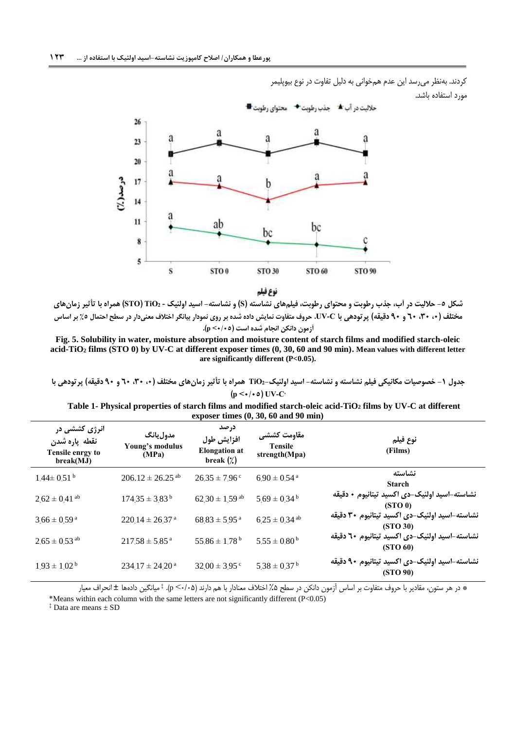کردند. به‌نظر می‌رسد این عدم هم‌خوانی به دلیل تفاوت در نوع بیوپلیمر مورد استفاده باشد.

شکل ۵- حلالیت در آب، جذب رطوبت و محتوای رطوبت، فیلم‌های نشاسته (S) و نشاسته- اسید اولئیک - $TiO_2$ (STO) همراه با تأثیر زمان‌های مختلف (۰، ۳۰، ۶۰ و ۹۰ دقیقه) پرتودهی با UV-C. حروف متفاوت نمایش داده شده بر روی نمودار بیانگر اختلاف معنی‌دار در سطح احتمال ۵٪ بر اساس آزمون دانکن انجام شده است ($p<0.05$).

**Fig. 5. Solubility in water, moisture absorption and moisture content of starch films and modified starch-oleic acid-$TiO_2$ films (STO 0) by UV-C at different exposer times (0, 30, 60 and 90 min).** **Mean values with different letter are significantly different (P<0.05).**

جدول ۱- خصوصیات مکانیکی فیلم نشاسته و نشاسته- اسید اولئیک-$TiO_2$ همراه با تأثیر زمان‌های مختلف (۰، ۳۰، ۶۰ و ۹۰ دقیقه) پرتودهی با UV-C ($p<0.05$)

**Table 1- Physical properties of starch films and modified starch-oleic acid-$TiO_2$ films by UV-C at different exposer times (0, 30, 60 and 90 min)**

| نوع فیلم (Films) | مقاومت کششی Tensile strength(Mpa) | درصد افزایش طول Elongation at break (٪) | مدول‌یانگ Young's modulus (MPa) | انرژی کششی در نقطه پاره شدن Tensile enrgy to break(MJ) |
|---|---|---|---|---|
| نشاسته Starch | 6.90 ± 0.54 [a] | 26.35 ± 7.96 [c] | 206.12 ± 26.25 [ab] | 1.44± 0.51 [b] |
| نشاسته-اسید اولئیک-دی اکسید تیتانیوم ۰ دقیقه (STO 0) | 5.69 ± 0.34 [b] | 62.30 ± 1.59 [ab] | 174.35 ± 3.83 [b] | 2.62 ± 0.41 [ab] |
| نشاسته-اسید اولئیک-دی اکسید تیتانیوم ۳۰ دقیقه (STO 30) | 6.25 ± 0.34 [ab] | 68.83 ± 5.95 [a] | 220.14 ± 26.37 [a] | 3.66 ± 0.59 [a] |
| نشاسته-اسید اولئیک-دی اکسید تیتانیوم ۶۰ دقیقه (STO 60) | 5.55 ± 0.80 [b] | 55.86 ± 1.78 [b] | 217.58 ± 5.85 [a] | 2.65 ± 0.53 [ab] |
| نشاسته-اسید اولئیک-دی اکسید تیتانیوم ۹۰ دقیقه (STO 90) | 5.38 ± 0.37 [b] | 32.00 ± 3.95 [c] | 234.17 ± 24.20 [a] | 1.93 ± 1.02 [b] |

* در هر ستون، مقادیر با حروف متفاوت بر اساس آزمون دانکن در سطح ۵٪ اختلاف معنادار با هم دارند ($p<0.05$). ‡ میانگین داده‌ها ± انحراف معیار

*Means within each column with the same letters are not significantly different (P<0.05)

‡ Data are means ± SD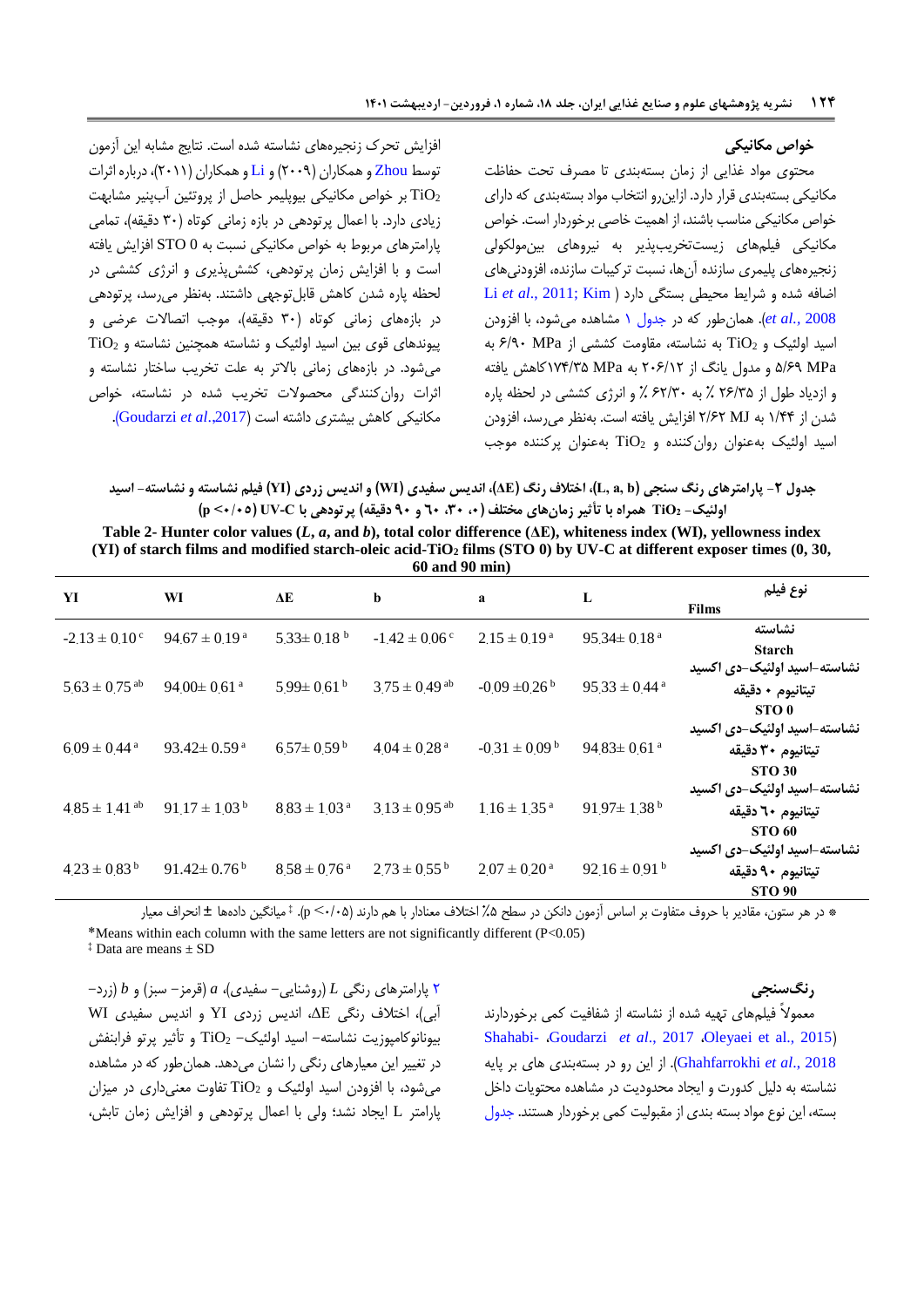## خواص مکانیکی

محتوی مواد غذایی از زمان بسته‌بندی تا مصرف تحت حفاظت مکانیکی بسته‌بندی قرار دارد. ازاین‌رو انتخاب مواد بسته‌بندی که دارای خواص مکانیکی مناسب باشند، از اهمیت خاصی برخوردار است. خواص مکانیکی فیلم‌های زیست‌تخریب‌پذیر به نیروهای بین‌مولکولی زنجیره‌های پلیمری سازنده آن‌ها، نسبت ترکیبات سازنده، افزودنی‌های اضافه شده و شرایط محیطی بستگی دارد (Li *et al*., 2011; Kim *et al*., 2008). همان‌طور که در جدول ۱ مشاهده می‌شود، با افزودن اسید اولئیک و $TiO_2$ به نشاسته، مقاومت کششی از ۶/۹۰ MPa به ۵/۶۹ MPa و مدول یانگ از ۲۰۶/۱۲ به ۱۷۴/۳۵ MPaکاهش یافته و ازدیاد طول از ۲۶/۳۵ ٪ به ۶۲/۳۰ ٪ و انرژی کششی در لحظه پاره شدن از ۱/۴۴ به ۲/۶۲ MJ افزایش یافته است. به‌نظر می‌رسد، افزودن اسید اولئیک به‌عنوان روان‌کننده و $TiO_2$ به‌عنوان پرکننده موجب افزایش تحرک زنجیره‌های نشاسته شده است. نتایج مشابه این آزمون توسط Zhou و همکاران (۲۰۰۹) و Li و همکاران (۲۰۱۱)، درباره اثرات $TiO_2$ بر خواص مکانیکی بیوپلیمر حاصل از پروتئین آب‌پنیر مشابهت زیادی دارد. با اعمال پرتودهی در بازه زمانی کوتاه (۳۰ دقیقه)، تمامی پارامترهای مربوط به خواص مکانیکی نسبت به STO 0 افزایش یافته است و با افزایش زمان پرتودهی، کشش‌پذیری و انرژی کششی در لحظه پاره شدن کاهش قابل‌توجهی داشتند. به‌نظر می‌رسد، پرتودهی در بازه‌های زمانی کوتاه (۳۰ دقیقه)، موجب اتصالات عرضی و پیوندهای قوی بین اسید اولئیک و نشاسته همچنین نشاسته و $TiO_2$ می‌شود. در بازه‌های زمانی بالاتر به علت تخریب ساختار نشاسته و اثرات روان‌کنندگی محصولات تخریب شده در نشاسته، خواص مکانیکی کاهش بیشتری داشته است (Goudarzi *et al*.,2017).

**جدول ۲- پارامترهای رنگ سنجی (L, a, b)، اختلاف رنگ (ΔE)، اندیس سفیدی (WI) و اندیس زردی (YI) فیلم نشاسته و نشاسته- اسید اولئیک- $TiO_2$ همراه با تأثیر زمان‌های مختلف (۰، ۳۰، ۶۰ و ۹۰ دقیقه) پرتودهی با UV-C ($p < 0.05$)**

**Table 2- Hunter color values (*L*, *a*, and *b*), total color difference (ΔE), whiteness index (WI), yellowness index (YI) of starch films and modified starch-oleic acid-$TiO_2$ films (STO 0) by UV-C at different exposer times (0, 30, 60 and 90 min)**

| نوع فیلم Films | L | a | b | ΔE | WI | YI |
|---|---|---|---|---|---|---|
| نشاسته Starch | 95.34± 0.18 [a] | 2.15 ± 0.19 [a] | -1.42 ± 0.06 [c] | 5.33± 0.18 [b] | 94.67 ± 0.19 [a] | -2.13 ± 0.10 [c] |
| نشاسته-اسید اولئیک-دی اکسید تیتانیوم ۰ دقیقه STO 0 | 95.33 ± 0.44 [a] | -0.09 ±0.26 [b] | 3.75 ± 0.49 [ab] | 5.99± 0.61 [b] | 94.00± 0.61 [a] | 5.63 ± 0.75 [ab] |
| نشاسته-اسید اولئیک-دی اکسید تیتانیوم ۳۰ دقیقه STO 30 | 94.83± 0.61 [a] | -0.31 ± 0.09 [b] | 4.04 ± 0.28 [a] | 6.57± 0.59 [b] | 93.42± 0.59 [a] | 6.09 ± 0.44 [a] |
| نشاسته-اسید اولئیک-دی اکسید تیتانیوم ٦۰ دقیقه STO 60 | 91.97± 1.38 [b] | 1.16 ± 1.35 [a] | 3.13 ± 0.95 [ab] | 8.83 ± 1.03 [a] | 91.17 ± 1.03 [b] | 4.85 ± 1.41 [ab] |
| نشاسته-اسید اولئیک-دی اکسید تیتانیوم ۹۰ دقیقه STO 90 | 92.16 ± 0.91 [b] | 2.07 ± 0.20 [a] | 2.73 ± 0.55 [b] | 8.58 ± 0.76 [a] | 91.42± 0.76 [b] | 4.23 ± 0.83 [b] |

* در هر ستون، مقادیر با حروف متفاوت بر اساس آزمون دانکن در سطح ۵٪ اختلاف معنادار با هم دارند ($p < 0.05$). ‡ میانگین داده‌ها ± انحراف معیار

*Means within each column with the same letters are not significantly different (P<0.05)

‡ Data are means ± SD

## رنگ‌سنجی

معمولاً فیلم‌های تهیه شده از نشاسته از شفافیت کمی برخوردارند (Oleyaei et al., 2015، Goudarzi *et al*., 2017، Shahabi-Ghahfarrokhi *et al*., 2018). از این رو در بسته‌بندی های بر پایه نشاسته به دلیل کدورت و ایجاد محدودیت در مشاهده محتویات داخل بسته، این نوع مواد بسته بندی از مقبولیت کمی برخوردار هستند. جدول ۲ پارامترهای رنگی *L* (روشنایی- سفیدی)، *a* (قرمز- سبز) و *b* (زرد- آبی)، اختلاف رنگی ΔE، اندیس زردی YI و اندیس سفیدی WI بیونانوکامپوزیت نشاسته- اسید اولئیک- $TiO_2$ و تأثیر پرتو فرابنفش در تغییر این معیارهای رنگی را نشان می‌دهد. همان‌طور که در مشاهده می‌شود، با افزودن اسید اولئیک و $TiO_2$ تفاوت معنی‌داری در میزان پارامتر L ایجاد نشد؛ ولی با اعمال پرتودهی و افزایش زمان تابش،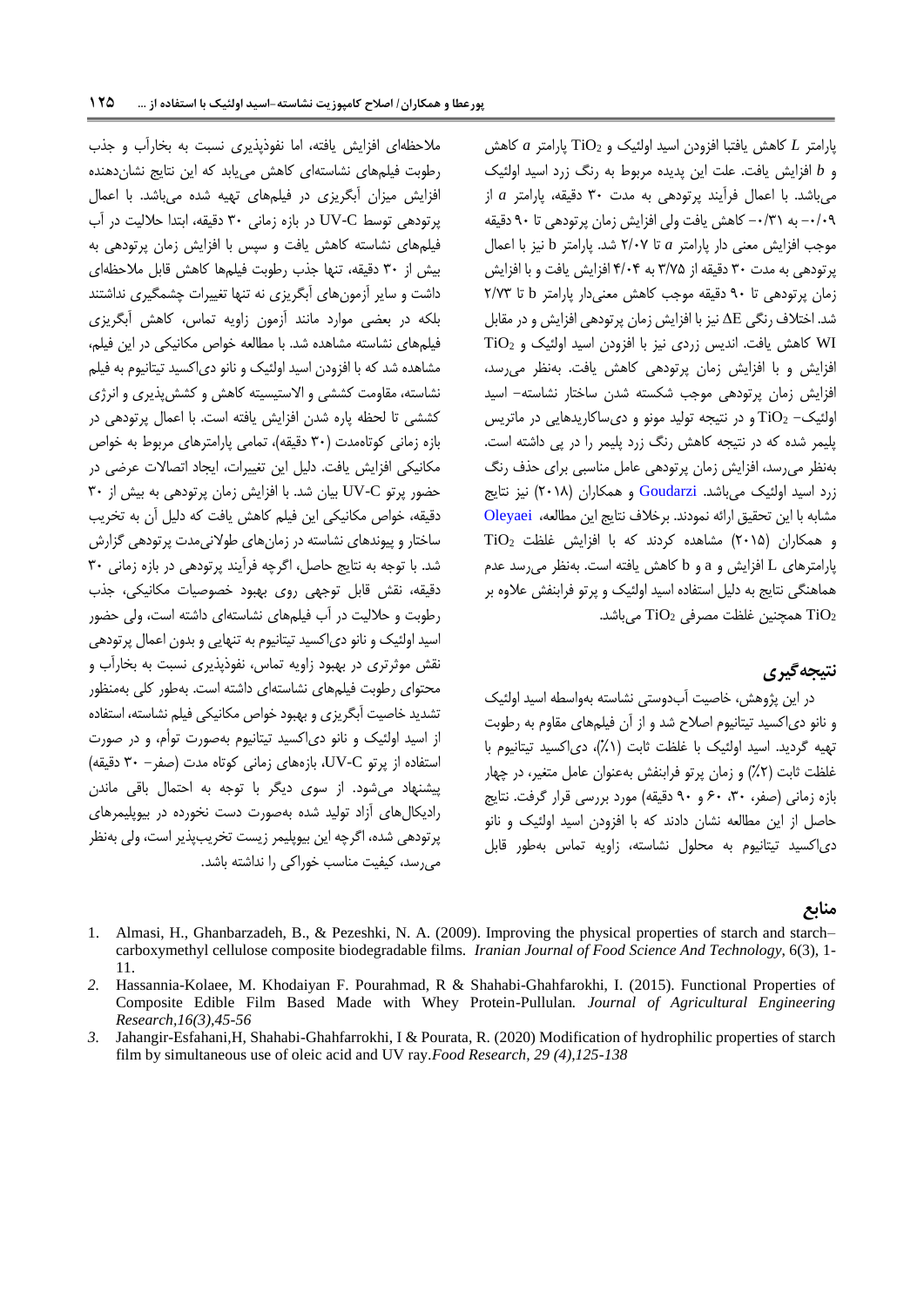پارامتر $L$ کاهش یافتبا افزودن اسید اولئیک و $TiO_2$ پارامتر $a$ کاهش و $b$ افزایش یافت. علت این پدیده مربوط به رنگ زرد اسید اولئیک می‌باشد. با اعمال فرآیند پرتودهی به مدت ۳۰ دقیقه، پارامتر $a$ از ۰/۰۹- به ۰/۳۱- کاهش یافت ولی افزایش زمان پرتودهی تا ۹۰ دقیقه موجب افزایش معنی دار پارامتر $a$ تا ۲/۰۷ شد. پارامتر b نیز با اعمال پرتودهی به مدت ۳۰ دقیقه از ۳/۷۵ به ۴/۰۴ افزایش یافت و با افزایش زمان پرتودهی تا ۹۰ دقیقه موجب کاهش معنی‌دار پارامتر b تا ۲/۷۳ شد. اختلاف رنگی $\Delta E$ نیز با افزایش زمان پرتودهی افزایش و در مقابل WI کاهش یافت. اندیس زردی نیز با افزودن اسید اولئیک و $TiO_2$ افزایش و با افزایش زمان پرتودهی کاهش یافت. به‌نظر می‌رسد، افزایش زمان پرتودهی موجب شکسته شدن ساختار نشاسته- اسید اولئیک- $TiO_2$ و در نتیجه تولید مونو و دی‌ساکاریدهایی در ماتریس پلیمر شده که در نتیجه کاهش رنگ زرد پلیمر را در پی داشته است. به‌نظر می‌رسد، افزایش زمان پرتودهی عامل مناسبی برای حذف رنگ زرد اسید اولئیک می‌باشد. Goudarzi و همکاران (۲۰۱۸) نیز نتایج مشابه با این تحقیق ارائه نمودند. برخلاف نتایج این مطالعه، Oleyaei و همکاران (۲۰۱۵) مشاهده کردند که با افزایش غلظت $TiO_2$ پارامترهای L افزایش و a و b کاهش یافته است. به‌نظر می‌رسد عدم هماهنگی نتایج به دلیل استفاده اسید اولئیک و پرتو فرابنفش علاوه بر $TiO_2$ همچنین غلظت مصرفی $TiO_2$ می‌باشد.

## نتیجه‌گیری

در این پژوهش، خاصیت آب‌دوستی نشاسته به‌واسطه اسید اولئیک و نانو دی‌اکسید تیتانیوم اصلاح شد و از آن فیلم‌های مقاوم به رطوبت تهیه گردید. اسید اولئیک با غلظت ثابت (۱٪)، دی‌اکسید تیتانیوم با غلظت ثابت (۲٪) و زمان پرتو فرابنفش به‌عنوان عامل متغیر، در چهار بازه زمانی (صفر، ۳۰، ۶۰ و ۹۰ دقیقه) مورد بررسی قرار گرفت. نتایج حاصل از این مطالعه نشان دادند که با افزودن اسید اولئیک و نانو دی‌اکسید تیتانیوم به محلول نشاسته، زاویه تماس به‌طور قابل ملاحظه‌ای افزایش یافته، اما نفوذپذیری نسبت به بخارآب و جذب رطوبت فیلم‌های نشاسته‌ای کاهش می‌یابد که این نتایج نشان‌دهنده افزایش میزان آبگریزی در فیلم‌های تهیه شده می‌باشد. با اعمال پرتودهی توسط UV-C در بازه زمانی ۳۰ دقیقه، ابتدا حلالیت در آب فیلم‌های نشاسته کاهش یافت و سپس با افزایش زمان پرتودهی به بیش از ۳۰ دقیقه، تنها جذب رطوبت فیلم‌ها کاهش قابل ملاحظه‌ای داشت و سایر آزمون‌های آبگریزی نه تنها تغییرات چشمگیری نداشتند بلکه در بعضی موارد مانند آزمون زاویه تماس، کاهش آبگریزی فیلم‌های نشاسته مشاهده شد. با مطالعه خواص مکانیکی در این فیلم، مشاهده شد که با افزودن اسید اولئیک و نانو دی‌اکسید تیتانیوم به فیلم نشاسته، مقاومت کششی و الاستیسیته کاهش و کشش‌پذیری و انرژی کششی تا لحظه پاره شدن افزایش یافته است. با اعمال پرتودهی در بازه زمانی کوتاه‌مدت (۳۰ دقیقه)، تمامی پارامترهای مربوط به خواص مکانیکی افزایش یافت. دلیل این تغییرات، ایجاد اتصالات عرضی در حضور پرتو UV-C بیان شد. با افزایش زمان پرتودهی به بیش از ۳۰ دقیقه، خواص مکانیکی این فیلم کاهش یافت که دلیل آن به تخریب ساختار و پیوندهای نشاسته در زمان‌های طولانی‌مدت پرتودهی گزارش شد. با توجه به نتایج حاصل، اگرچه فرآیند پرتودهی در بازه زمانی ۳۰ دقیقه، نقش قابل توجهی روی بهبود خصوصیات مکانیکی، جذب رطوبت و حلالیت در آب فیلم‌های نشاسته‌ای داشته است، ولی حضور اسید اولئیک و نانو دی‌اکسید تیتانیوم به تنهایی و بدون اعمال پرتودهی نقش موثرتری در بهبود زاویه تماس، نفوذپذیری نسبت به بخارآب و محتوای رطوبت فیلم‌های نشاسته‌ای داشته است. به‌طور کلی به‌منظور تشدید خاصیت آبگریزی و بهبود خواص مکانیکی فیلم نشاسته، استفاده از اسید اولئیک و نانو دی‌اکسید تیتانیوم به‌صورت توأم، و در صورت استفاده از پرتو UV-C، بازه‌های زمانی کوتاه مدت (صفر- ۳۰ دقیقه) پیشنهاد می‌شود. از سوی دیگر با توجه به احتمال باقی ماندن رادیکال‌های آزاد تولید شده به‌صورت دست نخورده در بیوپلیمرهای پرتودهی شده، اگرچه این بیوپلیمر زیست تخریب‌پذیر است، ولی به‌نظر می‌رسد، کیفیت مناسب خوراکی را نداشته باشد.

## منابع

1. Almasi, H., Ghanbarzadeh, B., & Pezeshki, N. A. (2009). Improving the physical properties of starch and starch–carboxymethyl cellulose composite biodegradable films. *Iranian Journal of Food Science And Technology*, 6(3), 1-11.
2. Hassannia-Kolaee, M. Khodaiyan F. Pourahmad, R & Shahabi-Ghahfarokhi, I. (2015). Functional Properties of Composite Edible Film Based Made with Whey Protein-Pullulan. *Journal of Agricultural Engineering Research,16(3),45-56*
3. Jahangir-Esfahani,H, Shahabi-Ghahfarrokhi, I & Pourata, R. (2020) Modification of hydrophilic properties of starch film by simultaneous use of oleic acid and UV ray.*Food Research, 29 (4),125-138*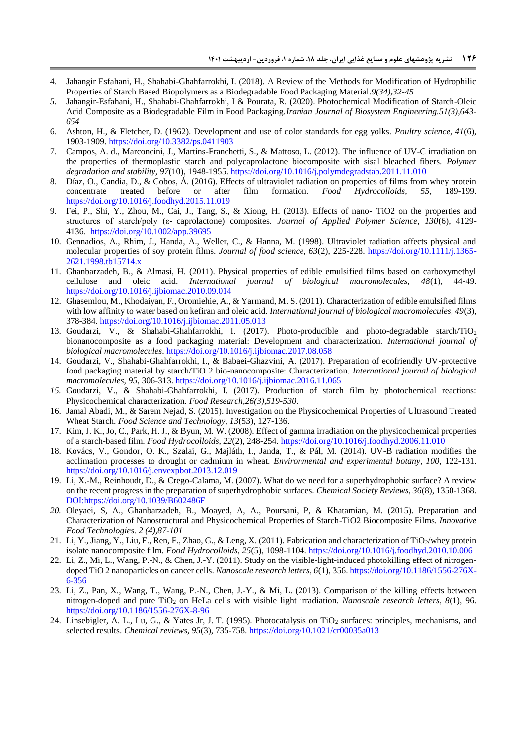4. Jahangir Esfahani, H., Shahabi-Ghahfarrokhi, I. (2018). A Review of the Methods for Modification of Hydrophilic Properties of Starch Based Biopolymers as a Biodegradable Food Packaging Material.*9(34)*,*32-45*
5. Jahangir-Esfahani, H., Shahabi-Ghahfarrokhi, I & Pourata, R. (2020). Photochemical Modification of Starch-Oleic Acid Composite as a Biodegradable Film in Food Packaging.*Iranian Journal of Biosystem Engineering.51(3),643-654*
6. Ashton, H., & Fletcher, D. (1962). Development and use of color standards for egg yolks. *Poultry science, 41*(6), 1903-1909. https://doi.org/10.3382/ps.0411903
7. Campos, A. d., Marconcini, J., Martins-Franchetti, S., & Mattoso, L. (2012). The influence of UV-C irradiation on the properties of thermoplastic starch and polycaprolactone biocomposite with sisal bleached fibers. *Polymer degradation and stability, 97*(10), 1948-1955. https://doi.org/10.1016/j.polymdegradstab.2011.11.010
8. Díaz, O., Candia, D., & Cobos, Á. (2016). Effects of ultraviolet radiation on properties of films from whey protein concentrate treated before or after film formation. *Food Hydrocolloids, 55*, 189-199. https://doi.org/10.1016/j.foodhyd.2015.11.019
9. Fei, P., Shi, Y., Zhou, M., Cai, J., Tang, S., & Xiong, H. (2013). Effects of nano‐ TiO2 on the properties and structures of starch/poly (ε‐ caprolactone) composites. *Journal of Applied Polymer Science, 130*(6), 4129-4136. https://doi.org/10.1002/app.39695
10. Gennadios, A., Rhim, J., Handa, A., Weller, C., & Hanna, M. (1998). Ultraviolet radiation affects physical and molecular properties of soy protein films. *Journal of food science, 63*(2), 225-228. https://doi.org/10.1111/j.1365-2621.1998.tb15714.x
11. Ghanbarzadeh, B., & Almasi, H. (2011). Physical properties of edible emulsified films based on carboxymethyl cellulose and oleic acid. *International journal of biological macromolecules, 48*(1), 44-49. https://doi.org/10.1016/j.ijbiomac.2010.09.014
12. Ghasemlou, M., Khodaiyan, F., Oromiehie, A., & Yarmand, M. S. (2011). Characterization of edible emulsified films with low affinity to water based on kefiran and oleic acid. *International journal of biological macromolecules, 49*(3), 378-384. https://doi.org/10.1016/j.ijbiomac.2011.05.013
13. Goudarzi, V., & Shahabi-Ghahfarrokhi, I. (2017). Photo-producible and photo-degradable starch/$TiO_2$ bionanocomposite as a food packaging material: Development and characterization. *International journal of biological macromolecules*. https://doi.org/10.1016/j.ijbiomac.2017.08.058
14. Goudarzi, V., Shahabi-Ghahfarrokhi, I., & Babaei-Ghazvini, A. (2017). Preparation of ecofriendly UV-protective food packaging material by starch/TiO 2 bio-nanocomposite: Characterization. *International journal of biological macromolecules, 95*, 306-313. https://doi.org/10.1016/j.ijbiomac.2016.11.065
15. Goudarzi, V., & Shahabi-Ghahfarrokhi, I. (2017). Production of starch film by photochemical reactions: Physicochemical characterization. *Food Research,26(3),519-530*.
16. Jamal Abadi, M., & Sarem Nejad, S. (2015). Investigation on the Physicochemical Properties of Ultrasound Treated Wheat Starch. *Food Science and Technology, 13*(53), 127-136.
17. Kim, J. K., Jo, C., Park, H. J., & Byun, M. W. (2008). Effect of gamma irradiation on the physicochemical properties of a starch-based film. *Food Hydrocolloids, 22*(2), 248-254. https://doi.org/10.1016/j.foodhyd.2006.11.010
18. Kovács, V., Gondor, O. K., Szalai, G., Majláth, I., Janda, T., & Pál, M. (2014). UV-B radiation modifies the acclimation processes to drought or cadmium in wheat. *Environmental and experimental botany, 100*, 122-131. https://doi.org/10.1016/j.envexpbot.2013.12.019
19. Li, X.-M., Reinhoudt, D., & Crego-Calama, M. (2007). What do we need for a superhydrophobic surface? A review on the recent progress in the preparation of superhydrophobic surfaces. *Chemical Society Reviews, 36*(8), 1350-1368. DOI:https://doi.org/10.1039/B602486F
20. Oleyaei, S, A., Ghanbarzadeh, B., Moayed, A, A., Poursani, P, & Khatamian, M. (2015). Preparation and Characterization of Nanostructural and Physicochemical Properties of Starch-TiO2 Biocomposite Films. *Innovative Food Technologies. 2 (4),87-101*
21. Li, Y., Jiang, Y., Liu, F., Ren, F., Zhao, G., & Leng, X. (2011). Fabrication and characterization of $TiO_2$/whey protein isolate nanocomposite film. *Food Hydrocolloids, 25*(5), 1098-1104. https://doi.org/10.1016/j.foodhyd.2010.10.006
22. Li, Z., Mi, L., Wang, P.-N., & Chen, J.-Y. (2011). Study on the visible-light-induced photokilling effect of nitrogen-doped TiO 2 nanoparticles on cancer cells. *Nanoscale research letters, 6*(1), 356. https://doi.org/10.1186/1556-276X-6-356
23. Li, Z., Pan, X., Wang, T., Wang, P.-N., Chen, J.-Y., & Mi, L. (2013). Comparison of the killing effects between nitrogen-doped and pure $TiO_2$ on HeLa cells with visible light irradiation. *Nanoscale research letters, 8*(1), 96. https://doi.org/10.1186/1556-276X-8-96
24. Linsebigler, A. L., Lu, G., & Yates Jr, J. T. (1995). Photocatalysis on $TiO_2$ surfaces: principles, mechanisms, and selected results. *Chemical reviews, 95*(3), 735-758. https://doi.org/10.1021/cr00035a013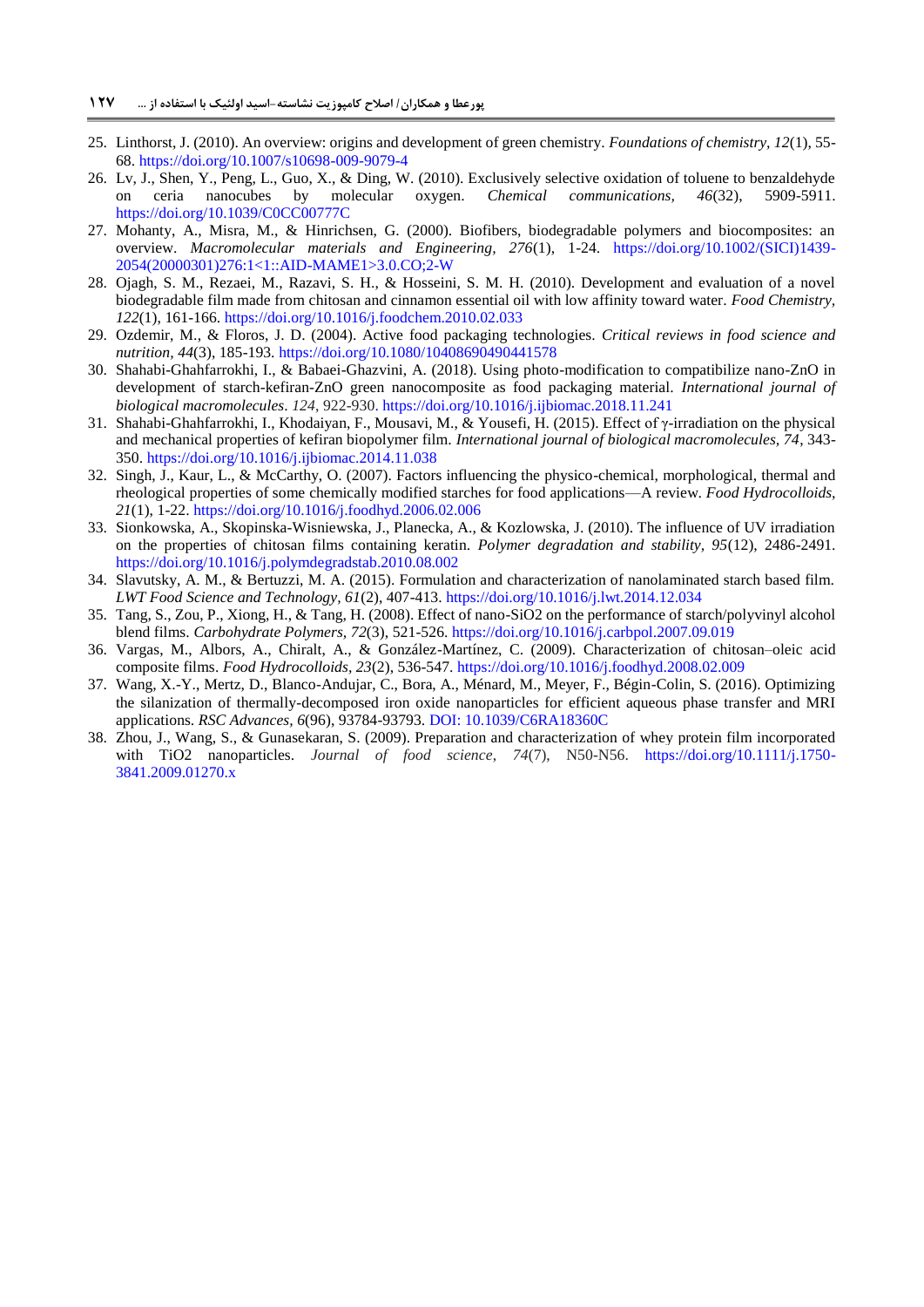25. Linthorst, J. (2010). An overview: origins and development of green chemistry. *Foundations of chemistry, 12*(1), 55-68. https://doi.org/10.1007/s10698-009-9079-4
26. Lv, J., Shen, Y., Peng, L., Guo, X., & Ding, W. (2010). Exclusively selective oxidation of toluene to benzaldehyde on ceria nanocubes by molecular oxygen. *Chemical communications, 46*(32), 5909-5911. https://doi.org/10.1039/C0CC00777C
27. Mohanty, A., Misra, M., & Hinrichsen, G. (2000). Biofibers, biodegradable polymers and biocomposites: an overview. *Macromolecular materials and Engineering, 276*(1), 1-24. https://doi.org/10.1002/(SICI)1439-2054(20000301)276:1<1::AID-MAME1>3.0.CO;2-W
28. Ojagh, S. M., Rezaei, M., Razavi, S. H., & Hosseini, S. M. H. (2010). Development and evaluation of a novel biodegradable film made from chitosan and cinnamon essential oil with low affinity toward water. *Food Chemistry, 122*(1), 161-166. https://doi.org/10.1016/j.foodchem.2010.02.033
29. Ozdemir, M., & Floros, J. D. (2004). Active food packaging technologies. *Critical reviews in food science and nutrition, 44*(3), 185-193. https://doi.org/10.1080/10408690490441578
30. Shahabi-Ghahfarrokhi, I., & Babaei-Ghazvini, A. (2018). Using photo-modification to compatibilize nano-ZnO in development of starch-kefiran-ZnO green nanocomposite as food packaging material. *International journal of biological macromolecules*. *124*, 922-930. https://doi.org/10.1016/j.ijbiomac.2018.11.241
31. Shahabi-Ghahfarrokhi, I., Khodaiyan, F., Mousavi, M., & Yousefi, H. (2015). Effect of γ-irradiation on the physical and mechanical properties of kefiran biopolymer film. *International journal of biological macromolecules, 74*, 343-350. https://doi.org/10.1016/j.ijbiomac.2014.11.038
32. Singh, J., Kaur, L., & McCarthy, O. (2007). Factors influencing the physico-chemical, morphological, thermal and rheological properties of some chemically modified starches for food applications—A review. *Food Hydrocolloids, 21*(1), 1-22. https://doi.org/10.1016/j.foodhyd.2006.02.006
33. Sionkowska, A., Skopinska-Wisniewska, J., Planecka, A., & Kozlowska, J. (2010). The influence of UV irradiation on the properties of chitosan films containing keratin. *Polymer degradation and stability, 95*(12), 2486-2491. https://doi.org/10.1016/j.polymdegradstab.2010.08.002
34. Slavutsky, A. M., & Bertuzzi, M. A. (2015). Formulation and characterization of nanolaminated starch based film. *LWT Food Science and Technology, 61*(2), 407-413. https://doi.org/10.1016/j.lwt.2014.12.034
35. Tang, S., Zou, P., Xiong, H., & Tang, H. (2008). Effect of nano-SiO2 on the performance of starch/polyvinyl alcohol blend films. *Carbohydrate Polymers, 72*(3), 521-526. https://doi.org/10.1016/j.carbpol.2007.09.019
36. Vargas, M., Albors, A., Chiralt, A., & González-Martínez, C. (2009). Characterization of chitosan–oleic acid composite films. *Food Hydrocolloids, 23*(2), 536-547. https://doi.org/10.1016/j.foodhyd.2008.02.009
37. Wang, X.-Y., Mertz, D., Blanco-Andujar, C., Bora, A., Ménard, M., Meyer, F., Bégin-Colin, S. (2016). Optimizing the silanization of thermally-decomposed iron oxide nanoparticles for efficient aqueous phase transfer and MRI applications. *RSC Advances, 6*(96), 93784-93793. DOI: 10.1039/C6RA18360C
38. Zhou, J., Wang, S., & Gunasekaran, S. (2009). Preparation and characterization of whey protein film incorporated with TiO2 nanoparticles. *Journal of food science*, *74*(7), N50-N56. https://doi.org/10.1111/j.1750-3841.2009.01270.x